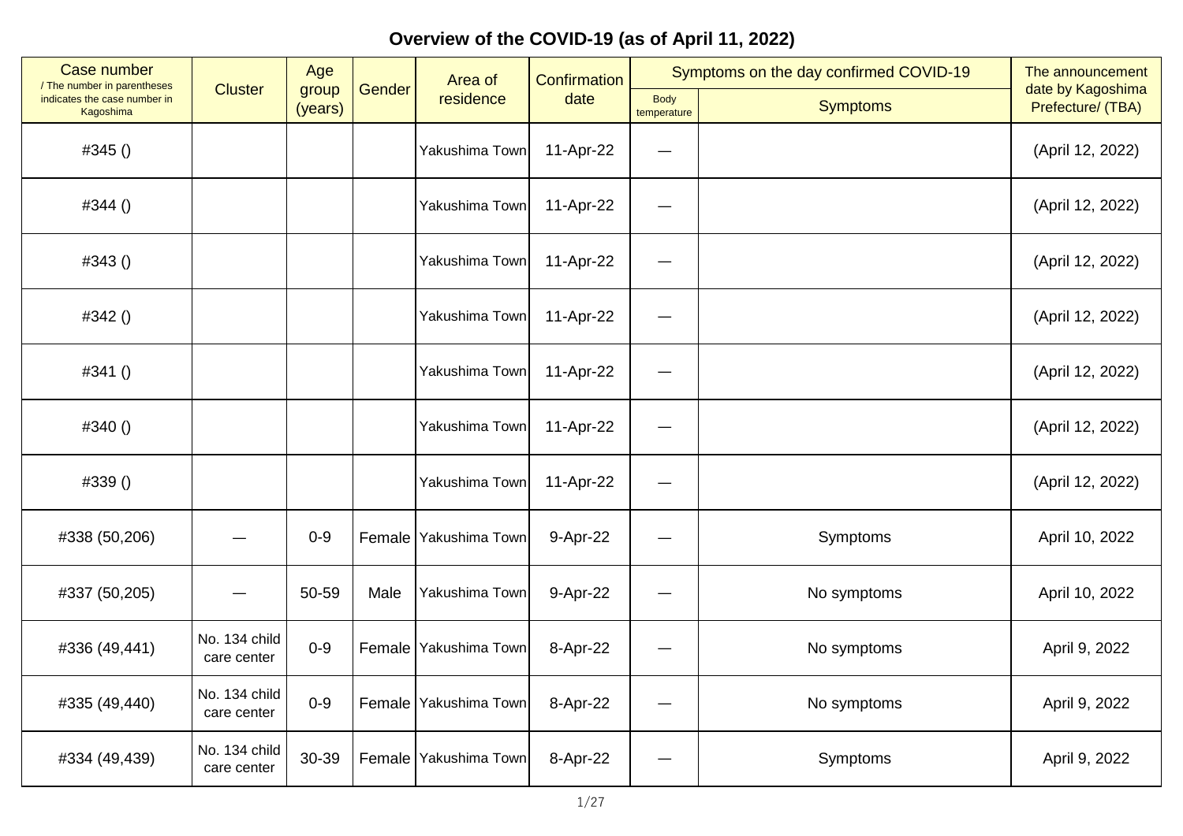# Overview of the COVID-19 (as of April 11, 2022)

| Case number / The number in parentheses indicates the case number in Kagoshima | Cluster | Age group (years) | Gender | Area of residence | Confirmation date | Symptoms on the day confirmed COVID-19 | | The announcement date by Kagoshima Prefecture/ (TBA) |
|---|---|---|---|---|---|---|---|---|
| | | | | | | Body temperature | Symptoms | |
| #345 () | | | | Yakushima Town | 11-Apr-22 | — | | (April 12, 2022) |
| #344 () | | | | Yakushima Town | 11-Apr-22 | — | | (April 12, 2022) |
| #343 () | | | | Yakushima Town | 11-Apr-22 | — | | (April 12, 2022) |
| #342 () | | | | Yakushima Town | 11-Apr-22 | — | | (April 12, 2022) |
| #341 () | | | | Yakushima Town | 11-Apr-22 | — | | (April 12, 2022) |
| #340 () | | | | Yakushima Town | 11-Apr-22 | — | | (April 12, 2022) |
| #339 () | | | | Yakushima Town | 11-Apr-22 | — | | (April 12, 2022) |
| #338 (50,206) | — | 0-9 | Female | Yakushima Town | 9-Apr-22 | — | Symptoms | April 10, 2022 |
| #337 (50,205) | — | 50-59 | Male | Yakushima Town | 9-Apr-22 | — | No symptoms | April 10, 2022 |
| #336 (49,441) | No. 134 child care center | 0-9 | Female | Yakushima Town | 8-Apr-22 | — | No symptoms | April 9, 2022 |
| #335 (49,440) | No. 134 child care center | 0-9 | Female | Yakushima Town | 8-Apr-22 | — | No symptoms | April 9, 2022 |
| #334 (49,439) | No. 134 child care center | 30-39 | Female | Yakushima Town | 8-Apr-22 | — | Symptoms | April 9, 2022 |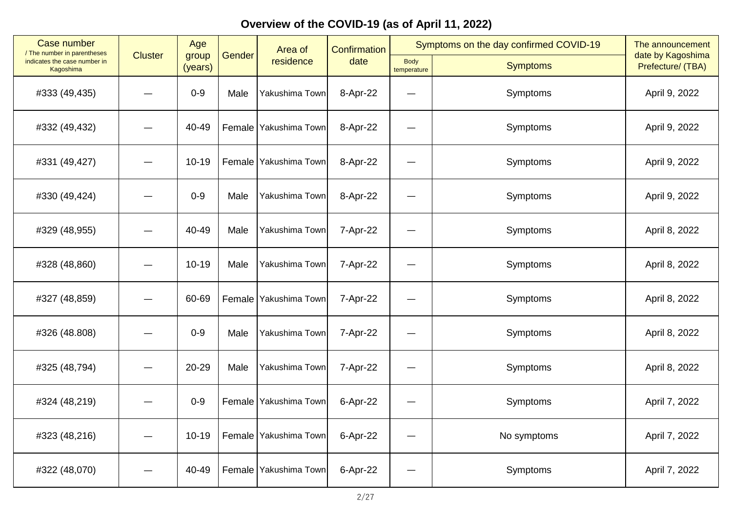## Overview of the COVID-19 (as of April 11, 2022)

| Case number / The number in parentheses indicates the case number in Kagoshima | Cluster | Age group (years) | Gender | Area of residence | Confirmation date | Symptoms on the day confirmed COVID-19 | | The announcement date by Kagoshima Prefecture/ (TBA) |
|---|---|---|---|---|---|---|---|---|
| | | | | | | Body temperature | Symptoms | |
| #333 (49,435) | — | 0-9 | Male | Yakushima Town | 8-Apr-22 | — | Symptoms | April 9, 2022 |
| #332 (49,432) | — | 40-49 | Female | Yakushima Town | 8-Apr-22 | — | Symptoms | April 9, 2022 |
| #331 (49,427) | — | 10-19 | Female | Yakushima Town | 8-Apr-22 | — | Symptoms | April 9, 2022 |
| #330 (49,424) | — | 0-9 | Male | Yakushima Town | 8-Apr-22 | — | Symptoms | April 9, 2022 |
| #329 (48,955) | — | 40-49 | Male | Yakushima Town | 7-Apr-22 | — | Symptoms | April 8, 2022 |
| #328 (48,860) | — | 10-19 | Male | Yakushima Town | 7-Apr-22 | — | Symptoms | April 8, 2022 |
| #327 (48,859) | — | 60-69 | Female | Yakushima Town | 7-Apr-22 | — | Symptoms | April 8, 2022 |
| #326 (48.808) | — | 0-9 | Male | Yakushima Town | 7-Apr-22 | — | Symptoms | April 8, 2022 |
| #325 (48,794) | — | 20-29 | Male | Yakushima Town | 7-Apr-22 | — | Symptoms | April 8, 2022 |
| #324 (48,219) | — | 0-9 | Female | Yakushima Town | 6-Apr-22 | — | Symptoms | April 7, 2022 |
| #323 (48,216) | — | 10-19 | Female | Yakushima Town | 6-Apr-22 | — | No symptoms | April 7, 2022 |
| #322 (48,070) | — | 40-49 | Female | Yakushima Town | 6-Apr-22 | — | Symptoms | April 7, 2022 |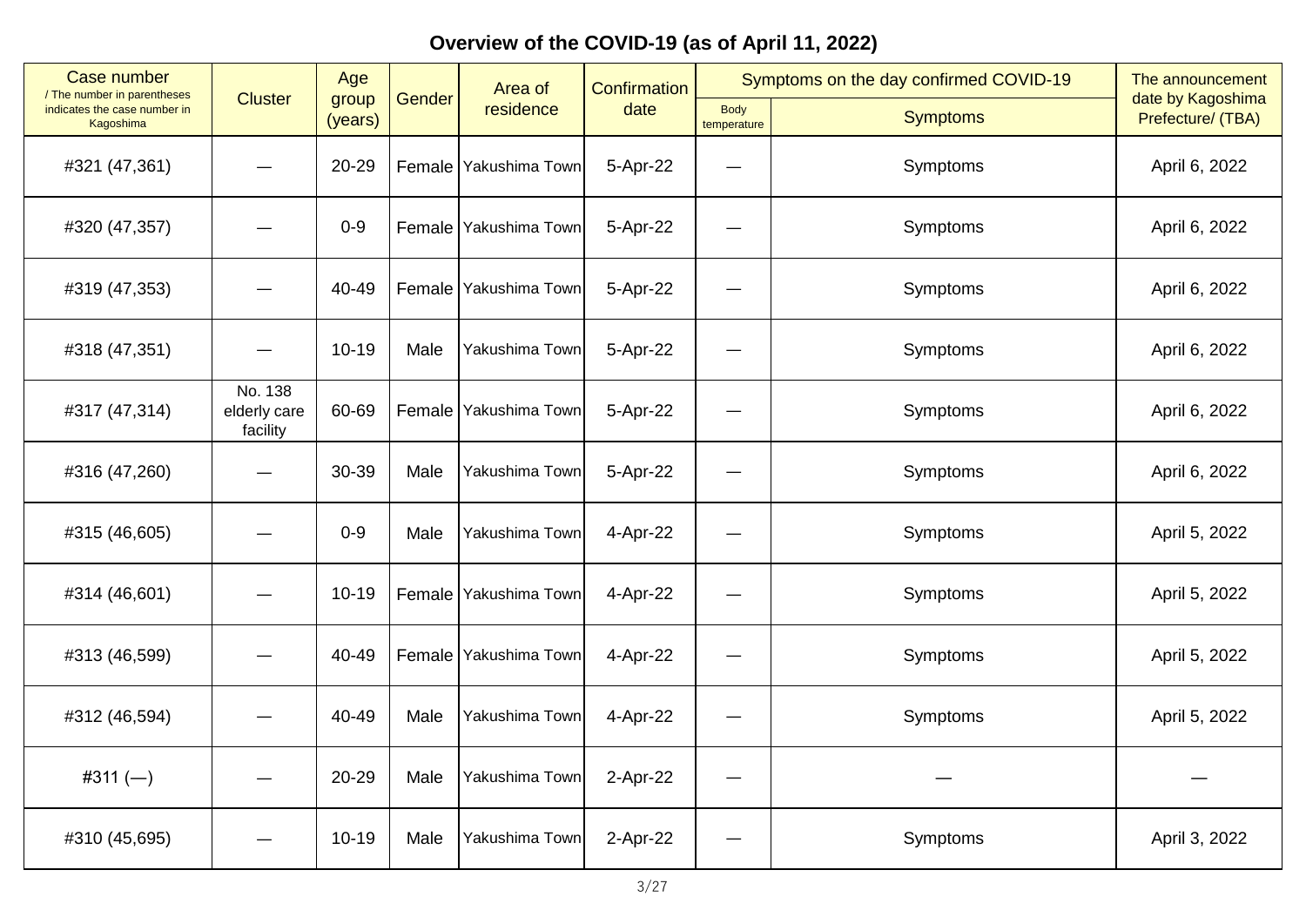## Overview of the COVID-19 (as of April 11, 2022)

| Case number / The number in parentheses indicates the case number in Kagoshima | Cluster | Age group (years) | Gender | Area of residence | Confirmation date | Symptoms on the day confirmed COVID-19 | | The announcement date by Kagoshima Prefecture/ (TBA) |
|---|---|---|---|---|---|---|---|---|
| | | | | | | Body temperature | Symptoms | |
| #321 (47,361) | — | 20-29 | Female | Yakushima Town | 5-Apr-22 | — | Symptoms | April 6, 2022 |
| #320 (47,357) | — | 0-9 | Female | Yakushima Town | 5-Apr-22 | — | Symptoms | April 6, 2022 |
| #319 (47,353) | — | 40-49 | Female | Yakushima Town | 5-Apr-22 | — | Symptoms | April 6, 2022 |
| #318 (47,351) | — | 10-19 | Male | Yakushima Town | 5-Apr-22 | — | Symptoms | April 6, 2022 |
| #317 (47,314) | No. 138 elderly care facility | 60-69 | Female | Yakushima Town | 5-Apr-22 | — | Symptoms | April 6, 2022 |
| #316 (47,260) | — | 30-39 | Male | Yakushima Town | 5-Apr-22 | — | Symptoms | April 6, 2022 |
| #315 (46,605) | — | 0-9 | Male | Yakushima Town | 4-Apr-22 | — | Symptoms | April 5, 2022 |
| #314 (46,601) | — | 10-19 | Female | Yakushima Town | 4-Apr-22 | — | Symptoms | April 5, 2022 |
| #313 (46,599) | — | 40-49 | Female | Yakushima Town | 4-Apr-22 | — | Symptoms | April 5, 2022 |
| #312 (46,594) | — | 40-49 | Male | Yakushima Town | 4-Apr-22 | — | Symptoms | April 5, 2022 |
| #311 (—) | — | 20-29 | Male | Yakushima Town | 2-Apr-22 | — | — | — |
| #310 (45,695) | — | 10-19 | Male | Yakushima Town | 2-Apr-22 | — | Symptoms | April 3, 2022 |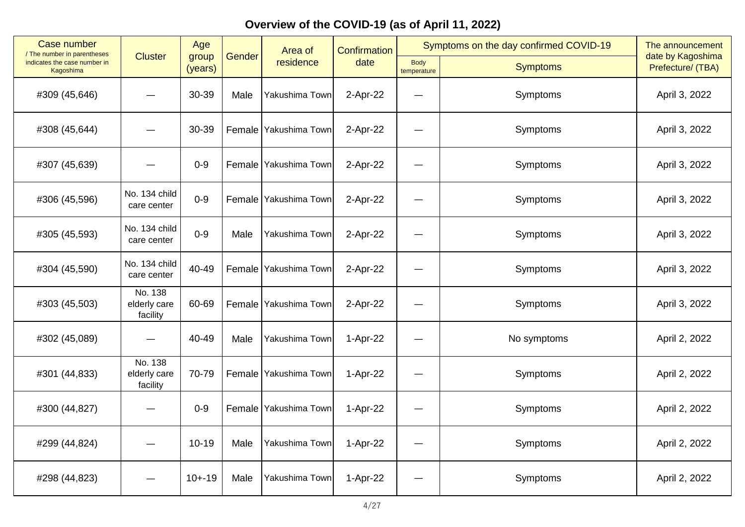## Overview of the COVID-19 (as of April 11, 2022)

| Case number / The number in parentheses indicates the case number in Kagoshima | Cluster | Age group (years) | Gender | Area of residence | Confirmation date | Symptoms on the day confirmed COVID-19 | | The announcement date by Kagoshima Prefecture/ (TBA) |
|---|---|---|---|---|---|---|---|---|
| | | | | | | Body temperature | Symptoms | |
| #309 (45,646) | — | 30-39 | Male | Yakushima Town | 2-Apr-22 | — | Symptoms | April 3, 2022 |
| #308 (45,644) | — | 30-39 | Female | Yakushima Town | 2-Apr-22 | — | Symptoms | April 3, 2022 |
| #307 (45,639) | — | 0-9 | Female | Yakushima Town | 2-Apr-22 | — | Symptoms | April 3, 2022 |
| #306 (45,596) | No. 134 child care center | 0-9 | Female | Yakushima Town | 2-Apr-22 | — | Symptoms | April 3, 2022 |
| #305 (45,593) | No. 134 child care center | 0-9 | Male | Yakushima Town | 2-Apr-22 | — | Symptoms | April 3, 2022 |
| #304 (45,590) | No. 134 child care center | 40-49 | Female | Yakushima Town | 2-Apr-22 | — | Symptoms | April 3, 2022 |
| #303 (45,503) | No. 138 elderly care facility | 60-69 | Female | Yakushima Town | 2-Apr-22 | — | Symptoms | April 3, 2022 |
| #302 (45,089) | — | 40-49 | Male | Yakushima Town | 1-Apr-22 | — | No symptoms | April 2, 2022 |
| #301 (44,833) | No. 138 elderly care facility | 70-79 | Female | Yakushima Town | 1-Apr-22 | — | Symptoms | April 2, 2022 |
| #300 (44,827) | — | 0-9 | Female | Yakushima Town | 1-Apr-22 | — | Symptoms | April 2, 2022 |
| #299 (44,824) | — | 10-19 | Male | Yakushima Town | 1-Apr-22 | — | Symptoms | April 2, 2022 |
| #298 (44,823) | — | 10+-19 | Male | Yakushima Town | 1-Apr-22 | — | Symptoms | April 2, 2022 |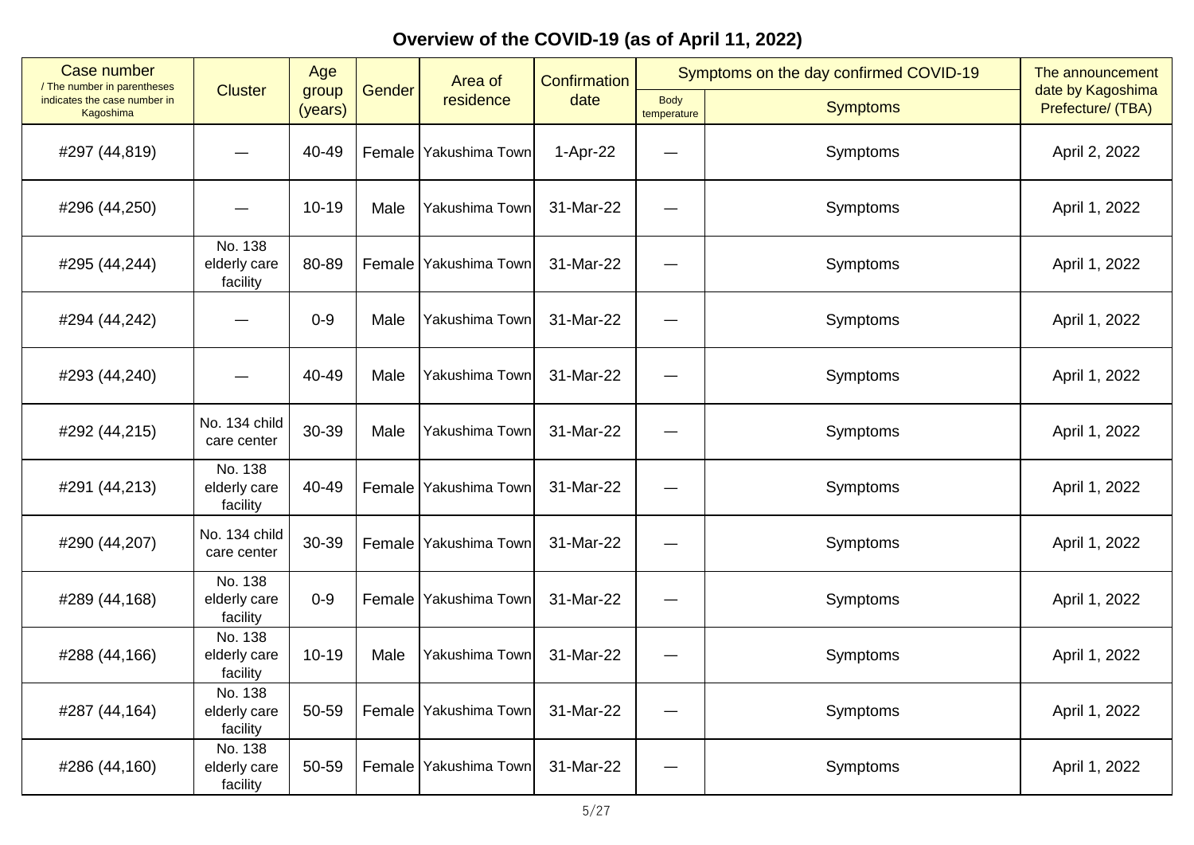# Overview of the COVID-19 (as of April 11, 2022)

| Case number / The number in parentheses indicates the case number in Kagoshima | Cluster | Age group (years) | Gender | Area of residence | Confirmation date | Symptoms on the day confirmed COVID-19 | | The announcement date by Kagoshima Prefecture/ (TBA) |
|---|---|---|---|---|---|---|---|---|
| | | | | | | Body temperature | Symptoms | |
| #297 (44,819) | — | 40-49 | Female | Yakushima Town | 1-Apr-22 | — | Symptoms | April 2, 2022 |
| #296 (44,250) | — | 10-19 | Male | Yakushima Town | 31-Mar-22 | — | Symptoms | April 1, 2022 |
| #295 (44,244) | No. 138 elderly care facility | 80-89 | Female | Yakushima Town | 31-Mar-22 | — | Symptoms | April 1, 2022 |
| #294 (44,242) | — | 0-9 | Male | Yakushima Town | 31-Mar-22 | — | Symptoms | April 1, 2022 |
| #293 (44,240) | — | 40-49 | Male | Yakushima Town | 31-Mar-22 | — | Symptoms | April 1, 2022 |
| #292 (44,215) | No. 134 child care center | 30-39 | Male | Yakushima Town | 31-Mar-22 | — | Symptoms | April 1, 2022 |
| #291 (44,213) | No. 138 elderly care facility | 40-49 | Female | Yakushima Town | 31-Mar-22 | — | Symptoms | April 1, 2022 |
| #290 (44,207) | No. 134 child care center | 30-39 | Female | Yakushima Town | 31-Mar-22 | — | Symptoms | April 1, 2022 |
| #289 (44,168) | No. 138 elderly care facility | 0-9 | Female | Yakushima Town | 31-Mar-22 | — | Symptoms | April 1, 2022 |
| #288 (44,166) | No. 138 elderly care facility | 10-19 | Male | Yakushima Town | 31-Mar-22 | — | Symptoms | April 1, 2022 |
| #287 (44,164) | No. 138 elderly care facility | 50-59 | Female | Yakushima Town | 31-Mar-22 | — | Symptoms | April 1, 2022 |
| #286 (44,160) | No. 138 elderly care facility | 50-59 | Female | Yakushima Town | 31-Mar-22 | — | Symptoms | April 1, 2022 |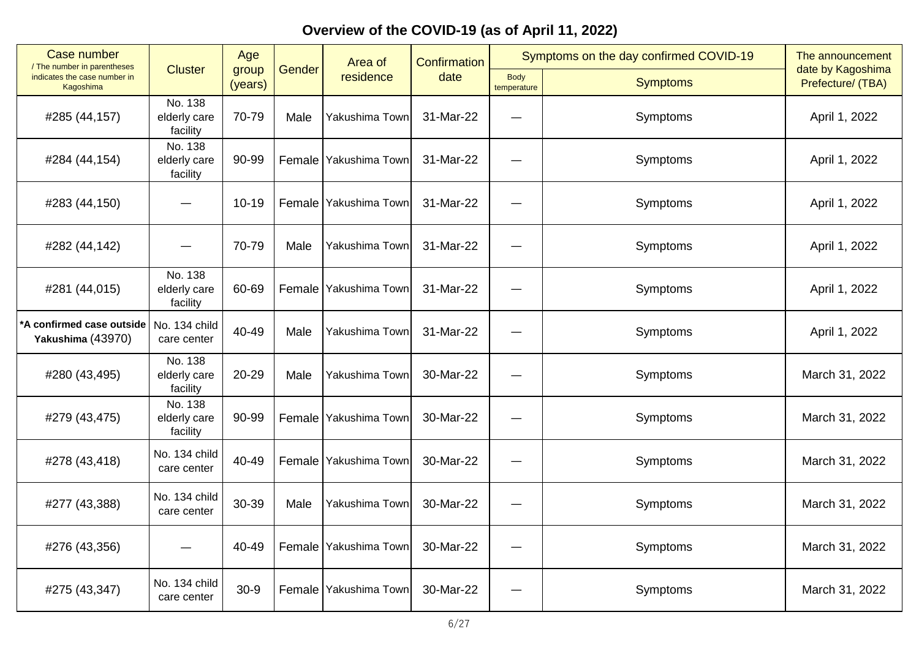## Overview of the COVID-19 (as of April 11, 2022)

| Case number / The number in parentheses indicates the case number in Kagoshima | Cluster | Age group (years) | Gender | Area of residence | Confirmation date | Symptoms on the day confirmed COVID-19 | | The announcement date by Kagoshima Prefecture/ (TBA) |
|---|---|---|---|---|---|---|---|---|
| | | | | | | Body temperature | Symptoms | |
| #285 (44,157) | No. 138 elderly care facility | 70-79 | Male | Yakushima Town | 31-Mar-22 | — | Symptoms | April 1, 2022 |
| #284 (44,154) | No. 138 elderly care facility | 90-99 | Female | Yakushima Town | 31-Mar-22 | — | Symptoms | April 1, 2022 |
| #283 (44,150) | — | 10-19 | Female | Yakushima Town | 31-Mar-22 | — | Symptoms | April 1, 2022 |
| #282 (44,142) | — | 70-79 | Male | Yakushima Town | 31-Mar-22 | — | Symptoms | April 1, 2022 |
| #281 (44,015) | No. 138 elderly care facility | 60-69 | Female | Yakushima Town | 31-Mar-22 | — | Symptoms | April 1, 2022 |
| **\*A confirmed case outside Yakushima** (43970) | No. 134 child care center | 40-49 | Male | Yakushima Town | 31-Mar-22 | — | Symptoms | April 1, 2022 |
| #280 (43,495) | No. 138 elderly care facility | 20-29 | Male | Yakushima Town | 30-Mar-22 | — | Symptoms | March 31, 2022 |
| #279 (43,475) | No. 138 elderly care facility | 90-99 | Female | Yakushima Town | 30-Mar-22 | — | Symptoms | March 31, 2022 |
| #278 (43,418) | No. 134 child care center | 40-49 | Female | Yakushima Town | 30-Mar-22 | — | Symptoms | March 31, 2022 |
| #277 (43,388) | No. 134 child care center | 30-39 | Male | Yakushima Town | 30-Mar-22 | — | Symptoms | March 31, 2022 |
| #276 (43,356) | — | 40-49 | Female | Yakushima Town | 30-Mar-22 | — | Symptoms | March 31, 2022 |
| #275 (43,347) | No. 134 child care center | 30-9 | Female | Yakushima Town | 30-Mar-22 | — | Symptoms | March 31, 2022 |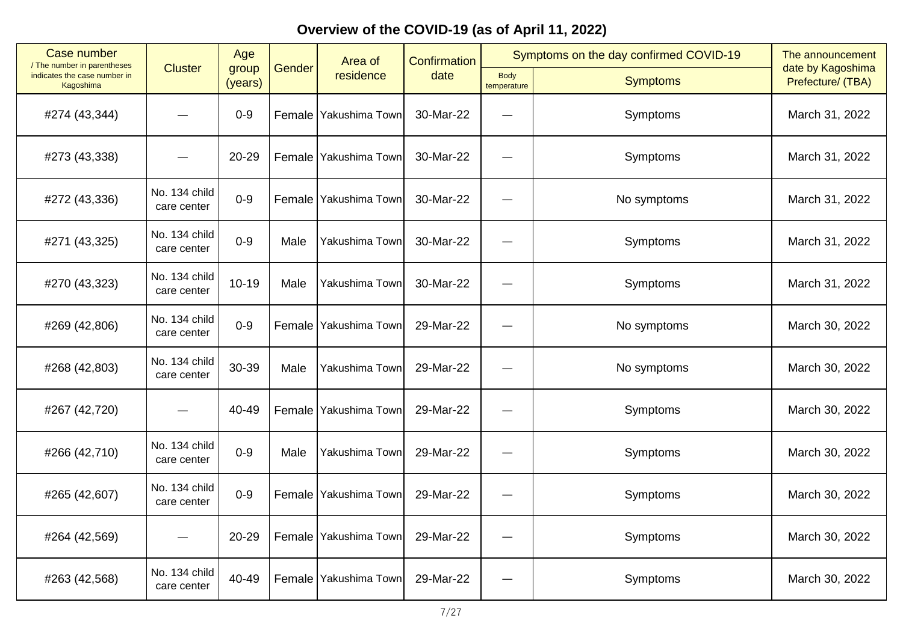## Overview of the COVID-19 (as of April 11, 2022)

| Case number / The number in parentheses indicates the case number in Kagoshima | Cluster | Age group (years) | Gender | Area of residence | Confirmation date | Symptoms on the day confirmed COVID-19 | | The announcement date by Kagoshima Prefecture/ (TBA) |
|---|---|---|---|---|---|---|---|---|
| | | | | | | Body temperature | Symptoms | |
| #274 (43,344) | — | 0-9 | Female | Yakushima Town | 30-Mar-22 | — | Symptoms | March 31, 2022 |
| #273 (43,338) | — | 20-29 | Female | Yakushima Town | 30-Mar-22 | — | Symptoms | March 31, 2022 |
| #272 (43,336) | No. 134 child care center | 0-9 | Female | Yakushima Town | 30-Mar-22 | — | No symptoms | March 31, 2022 |
| #271 (43,325) | No. 134 child care center | 0-9 | Male | Yakushima Town | 30-Mar-22 | — | Symptoms | March 31, 2022 |
| #270 (43,323) | No. 134 child care center | 10-19 | Male | Yakushima Town | 30-Mar-22 | — | Symptoms | March 31, 2022 |
| #269 (42,806) | No. 134 child care center | 0-9 | Female | Yakushima Town | 29-Mar-22 | — | No symptoms | March 30, 2022 |
| #268 (42,803) | No. 134 child care center | 30-39 | Male | Yakushima Town | 29-Mar-22 | — | No symptoms | March 30, 2022 |
| #267 (42,720) | — | 40-49 | Female | Yakushima Town | 29-Mar-22 | — | Symptoms | March 30, 2022 |
| #266 (42,710) | No. 134 child care center | 0-9 | Male | Yakushima Town | 29-Mar-22 | — | Symptoms | March 30, 2022 |
| #265 (42,607) | No. 134 child care center | 0-9 | Female | Yakushima Town | 29-Mar-22 | — | Symptoms | March 30, 2022 |
| #264 (42,569) | — | 20-29 | Female | Yakushima Town | 29-Mar-22 | — | Symptoms | March 30, 2022 |
| #263 (42,568) | No. 134 child care center | 40-49 | Female | Yakushima Town | 29-Mar-22 | — | Symptoms | March 30, 2022 |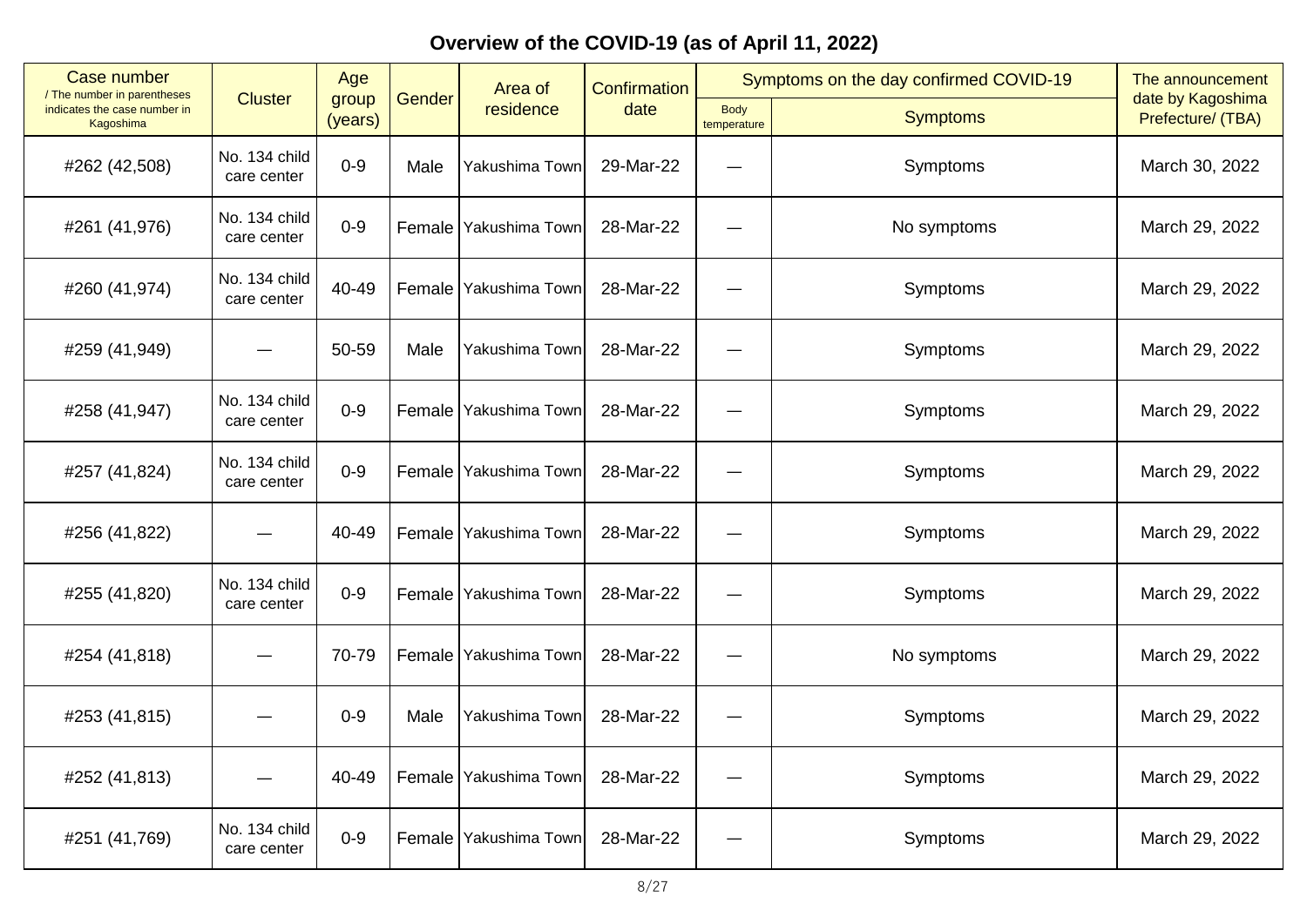## Overview of the COVID-19 (as of April 11, 2022)

| Case number / The number in parentheses indicates the case number in Kagoshima | Cluster | Age group (years) | Gender | Area of residence | Confirmation date | Symptoms on the day confirmed COVID-19 | | The announcement date by Kagoshima Prefecture/ (TBA) |
|---|---|---|---|---|---|---|---|---|
| | | | | | | Body temperature | Symptoms | |
| #262 (42,508) | No. 134 child care center | 0-9 | Male | Yakushima Town | 29-Mar-22 | — | Symptoms | March 30, 2022 |
| #261 (41,976) | No. 134 child care center | 0-9 | Female | Yakushima Town | 28-Mar-22 | — | No symptoms | March 29, 2022 |
| #260 (41,974) | No. 134 child care center | 40-49 | Female | Yakushima Town | 28-Mar-22 | — | Symptoms | March 29, 2022 |
| #259 (41,949) | — | 50-59 | Male | Yakushima Town | 28-Mar-22 | — | Symptoms | March 29, 2022 |
| #258 (41,947) | No. 134 child care center | 0-9 | Female | Yakushima Town | 28-Mar-22 | — | Symptoms | March 29, 2022 |
| #257 (41,824) | No. 134 child care center | 0-9 | Female | Yakushima Town | 28-Mar-22 | — | Symptoms | March 29, 2022 |
| #256 (41,822) | — | 40-49 | Female | Yakushima Town | 28-Mar-22 | — | Symptoms | March 29, 2022 |
| #255 (41,820) | No. 134 child care center | 0-9 | Female | Yakushima Town | 28-Mar-22 | — | Symptoms | March 29, 2022 |
| #254 (41,818) | — | 70-79 | Female | Yakushima Town | 28-Mar-22 | — | No symptoms | March 29, 2022 |
| #253 (41,815) | — | 0-9 | Male | Yakushima Town | 28-Mar-22 | — | Symptoms | March 29, 2022 |
| #252 (41,813) | — | 40-49 | Female | Yakushima Town | 28-Mar-22 | — | Symptoms | March 29, 2022 |
| #251 (41,769) | No. 134 child care center | 0-9 | Female | Yakushima Town | 28-Mar-22 | — | Symptoms | March 29, 2022 |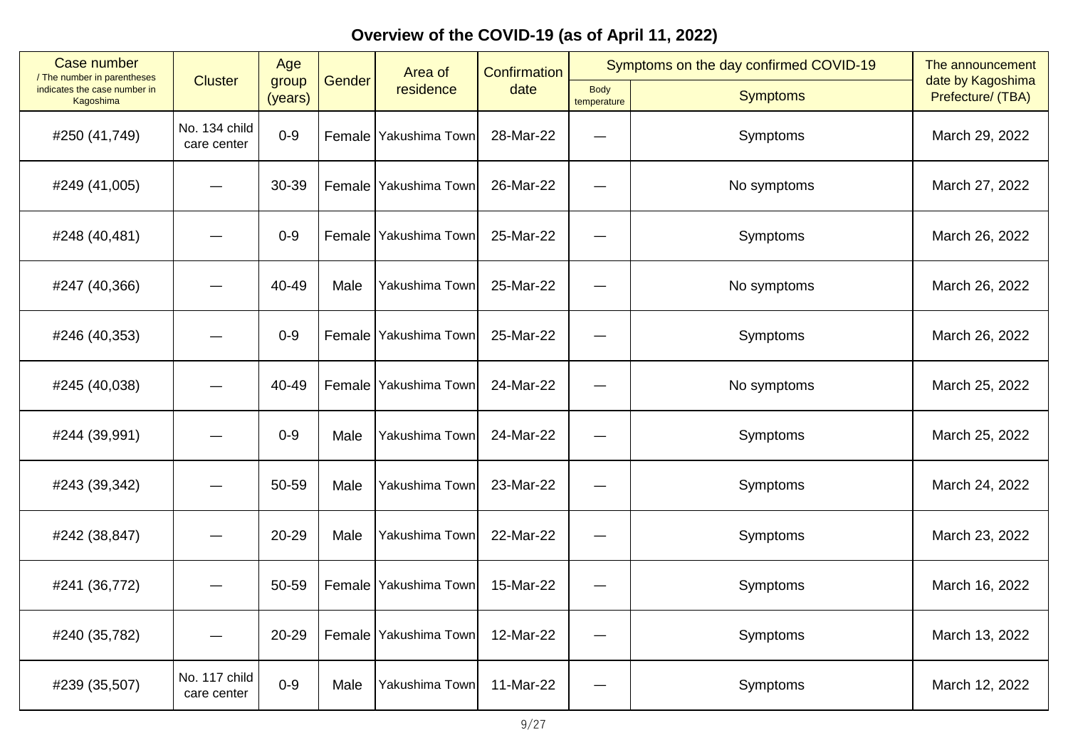## Overview of the COVID-19 (as of April 11, 2022)

| Case number / The number in parentheses indicates the case number in Kagoshima | Cluster | Age group (years) | Gender | Area of residence | Confirmation date | Symptoms on the day confirmed COVID-19 | | The announcement date by Kagoshima Prefecture/ (TBA) |
|---|---|---|---|---|---|---|---|---|
| | | | | | | Body temperature | Symptoms | |
| #250 (41,749) | No. 134 child care center | 0-9 | Female | Yakushima Town | 28-Mar-22 | — | Symptoms | March 29, 2022 |
| #249 (41,005) | — | 30-39 | Female | Yakushima Town | 26-Mar-22 | — | No symptoms | March 27, 2022 |
| #248 (40,481) | — | 0-9 | Female | Yakushima Town | 25-Mar-22 | — | Symptoms | March 26, 2022 |
| #247 (40,366) | — | 40-49 | Male | Yakushima Town | 25-Mar-22 | — | No symptoms | March 26, 2022 |
| #246 (40,353) | — | 0-9 | Female | Yakushima Town | 25-Mar-22 | — | Symptoms | March 26, 2022 |
| #245 (40,038) | — | 40-49 | Female | Yakushima Town | 24-Mar-22 | — | No symptoms | March 25, 2022 |
| #244 (39,991) | — | 0-9 | Male | Yakushima Town | 24-Mar-22 | — | Symptoms | March 25, 2022 |
| #243 (39,342) | — | 50-59 | Male | Yakushima Town | 23-Mar-22 | — | Symptoms | March 24, 2022 |
| #242 (38,847) | — | 20-29 | Male | Yakushima Town | 22-Mar-22 | — | Symptoms | March 23, 2022 |
| #241 (36,772) | — | 50-59 | Female | Yakushima Town | 15-Mar-22 | — | Symptoms | March 16, 2022 |
| #240 (35,782) | — | 20-29 | Female | Yakushima Town | 12-Mar-22 | — | Symptoms | March 13, 2022 |
| #239 (35,507) | No. 117 child care center | 0-9 | Male | Yakushima Town | 11-Mar-22 | — | Symptoms | March 12, 2022 |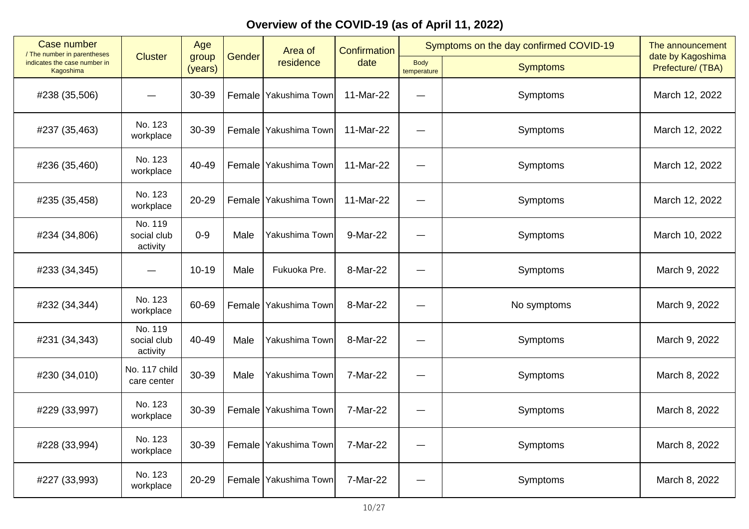## Overview of the COVID-19 (as of April 11, 2022)

| Case number / The number in parentheses indicates the case number in Kagoshima | Cluster | Age group (years) | Gender | Area of residence | Confirmation date | Symptoms on the day confirmed COVID-19 | | The announcement date by Kagoshima Prefecture/ (TBA) |
|---|---|---|---|---|---|---|---|---|
| | | | | | | Body temperature | Symptoms | |
| #238 (35,506) | — | 30-39 | Female | Yakushima Town | 11-Mar-22 | — | Symptoms | March 12, 2022 |
| #237 (35,463) | No. 123 workplace | 30-39 | Female | Yakushima Town | 11-Mar-22 | — | Symptoms | March 12, 2022 |
| #236 (35,460) | No. 123 workplace | 40-49 | Female | Yakushima Town | 11-Mar-22 | — | Symptoms | March 12, 2022 |
| #235 (35,458) | No. 123 workplace | 20-29 | Female | Yakushima Town | 11-Mar-22 | — | Symptoms | March 12, 2022 |
| #234 (34,806) | No. 119 social club activity | 0-9 | Male | Yakushima Town | 9-Mar-22 | — | Symptoms | March 10, 2022 |
| #233 (34,345) | — | 10-19 | Male | Fukuoka Pre. | 8-Mar-22 | — | Symptoms | March 9, 2022 |
| #232 (34,344) | No. 123 workplace | 60-69 | Female | Yakushima Town | 8-Mar-22 | — | No symptoms | March 9, 2022 |
| #231 (34,343) | No. 119 social club activity | 40-49 | Male | Yakushima Town | 8-Mar-22 | — | Symptoms | March 9, 2022 |
| #230 (34,010) | No. 117 child care center | 30-39 | Male | Yakushima Town | 7-Mar-22 | — | Symptoms | March 8, 2022 |
| #229 (33,997) | No. 123 workplace | 30-39 | Female | Yakushima Town | 7-Mar-22 | — | Symptoms | March 8, 2022 |
| #228 (33,994) | No. 123 workplace | 30-39 | Female | Yakushima Town | 7-Mar-22 | — | Symptoms | March 8, 2022 |
| #227 (33,993) | No. 123 workplace | 20-29 | Female | Yakushima Town | 7-Mar-22 | — | Symptoms | March 8, 2022 |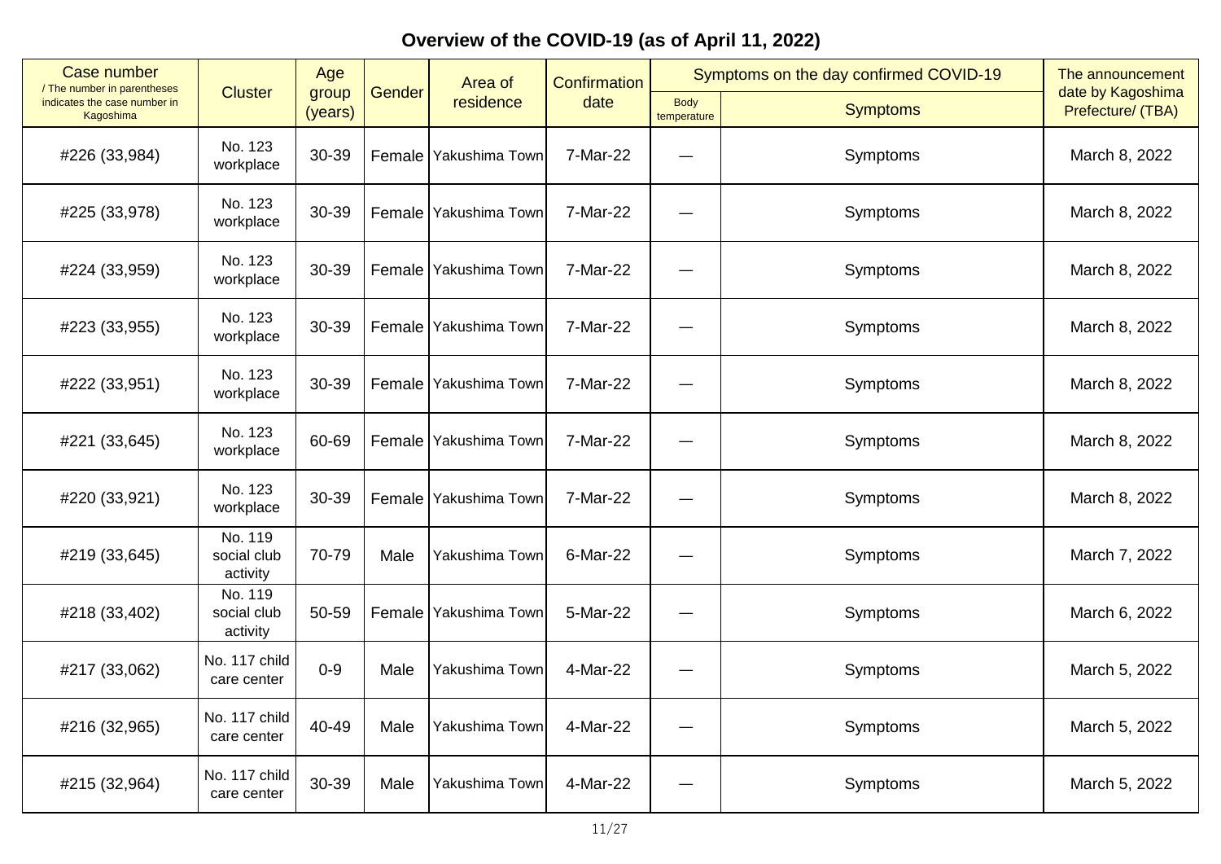## Overview of the COVID-19 (as of April 11, 2022)

| Case number / The number in parentheses indicates the case number in Kagoshima | Cluster | Age group (years) | Gender | Area of residence | Confirmation date | Symptoms on the day confirmed COVID-19 | | The announcement date by Kagoshima Prefecture/ (TBA) |
|---|---|---|---|---|---|---|---|---|
| | | | | | | Body temperature | Symptoms | |
| #226 (33,984) | No. 123 workplace | 30-39 | Female | Yakushima Town | 7-Mar-22 | — | Symptoms | March 8, 2022 |
| #225 (33,978) | No. 123 workplace | 30-39 | Female | Yakushima Town | 7-Mar-22 | — | Symptoms | March 8, 2022 |
| #224 (33,959) | No. 123 workplace | 30-39 | Female | Yakushima Town | 7-Mar-22 | — | Symptoms | March 8, 2022 |
| #223 (33,955) | No. 123 workplace | 30-39 | Female | Yakushima Town | 7-Mar-22 | — | Symptoms | March 8, 2022 |
| #222 (33,951) | No. 123 workplace | 30-39 | Female | Yakushima Town | 7-Mar-22 | — | Symptoms | March 8, 2022 |
| #221 (33,645) | No. 123 workplace | 60-69 | Female | Yakushima Town | 7-Mar-22 | — | Symptoms | March 8, 2022 |
| #220 (33,921) | No. 123 workplace | 30-39 | Female | Yakushima Town | 7-Mar-22 | — | Symptoms | March 8, 2022 |
| #219 (33,645) | No. 119 social club activity | 70-79 | Male | Yakushima Town | 6-Mar-22 | — | Symptoms | March 7, 2022 |
| #218 (33,402) | No. 119 social club activity | 50-59 | Female | Yakushima Town | 5-Mar-22 | — | Symptoms | March 6, 2022 |
| #217 (33,062) | No. 117 child care center | 0-9 | Male | Yakushima Town | 4-Mar-22 | — | Symptoms | March 5, 2022 |
| #216 (32,965) | No. 117 child care center | 40-49 | Male | Yakushima Town | 4-Mar-22 | — | Symptoms | March 5, 2022 |
| #215 (32,964) | No. 117 child care center | 30-39 | Male | Yakushima Town | 4-Mar-22 | — | Symptoms | March 5, 2022 |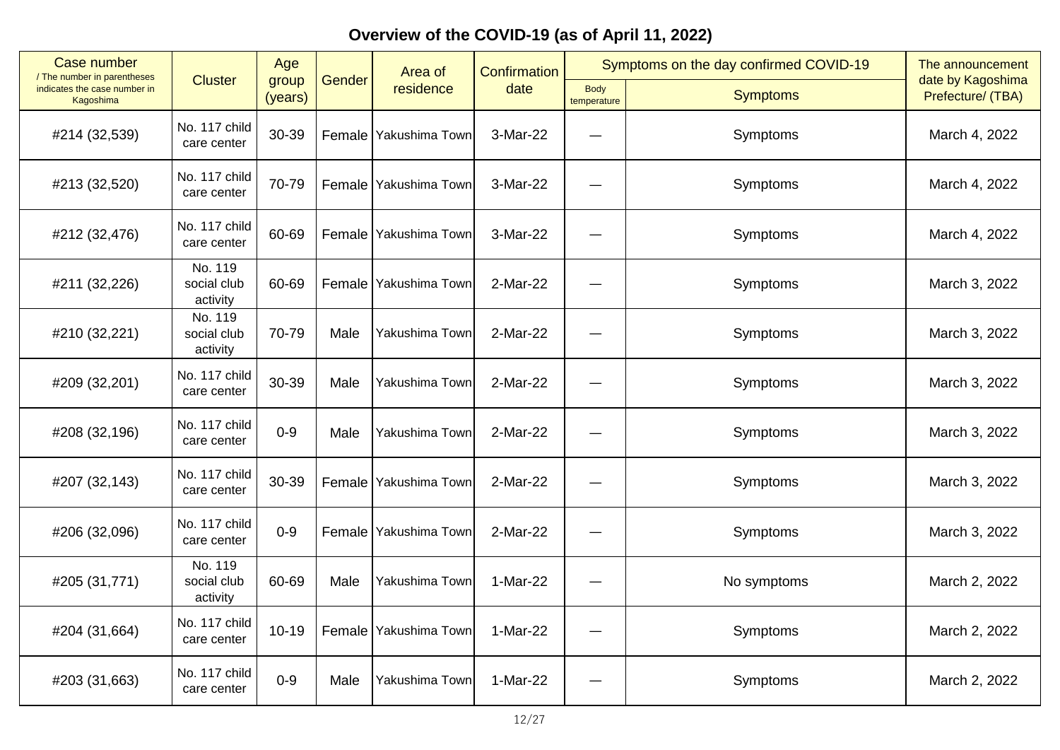## Overview of the COVID-19 (as of April 11, 2022)

| Case number / The number in parentheses indicates the case number in Kagoshima | Cluster | Age group (years) | Gender | Area of residence | Confirmation date | Symptoms on the day confirmed COVID-19 | | The announcement date by Kagoshima Prefecture/ (TBA) |
|---|---|---|---|---|---|---|---|---|
| | | | | | | Body temperature | Symptoms | |
| #214 (32,539) | No. 117 child care center | 30-39 | Female | Yakushima Town | 3-Mar-22 | — | Symptoms | March 4, 2022 |
| #213 (32,520) | No. 117 child care center | 70-79 | Female | Yakushima Town | 3-Mar-22 | — | Symptoms | March 4, 2022 |
| #212 (32,476) | No. 117 child care center | 60-69 | Female | Yakushima Town | 3-Mar-22 | — | Symptoms | March 4, 2022 |
| #211 (32,226) | No. 119 social club activity | 60-69 | Female | Yakushima Town | 2-Mar-22 | — | Symptoms | March 3, 2022 |
| #210 (32,221) | No. 119 social club activity | 70-79 | Male | Yakushima Town | 2-Mar-22 | — | Symptoms | March 3, 2022 |
| #209 (32,201) | No. 117 child care center | 30-39 | Male | Yakushima Town | 2-Mar-22 | — | Symptoms | March 3, 2022 |
| #208 (32,196) | No. 117 child care center | 0-9 | Male | Yakushima Town | 2-Mar-22 | — | Symptoms | March 3, 2022 |
| #207 (32,143) | No. 117 child care center | 30-39 | Female | Yakushima Town | 2-Mar-22 | — | Symptoms | March 3, 2022 |
| #206 (32,096) | No. 117 child care center | 0-9 | Female | Yakushima Town | 2-Mar-22 | — | Symptoms | March 3, 2022 |
| #205 (31,771) | No. 119 social club activity | 60-69 | Male | Yakushima Town | 1-Mar-22 | — | No symptoms | March 2, 2022 |
| #204 (31,664) | No. 117 child care center | 10-19 | Female | Yakushima Town | 1-Mar-22 | — | Symptoms | March 2, 2022 |
| #203 (31,663) | No. 117 child care center | 0-9 | Male | Yakushima Town | 1-Mar-22 | — | Symptoms | March 2, 2022 |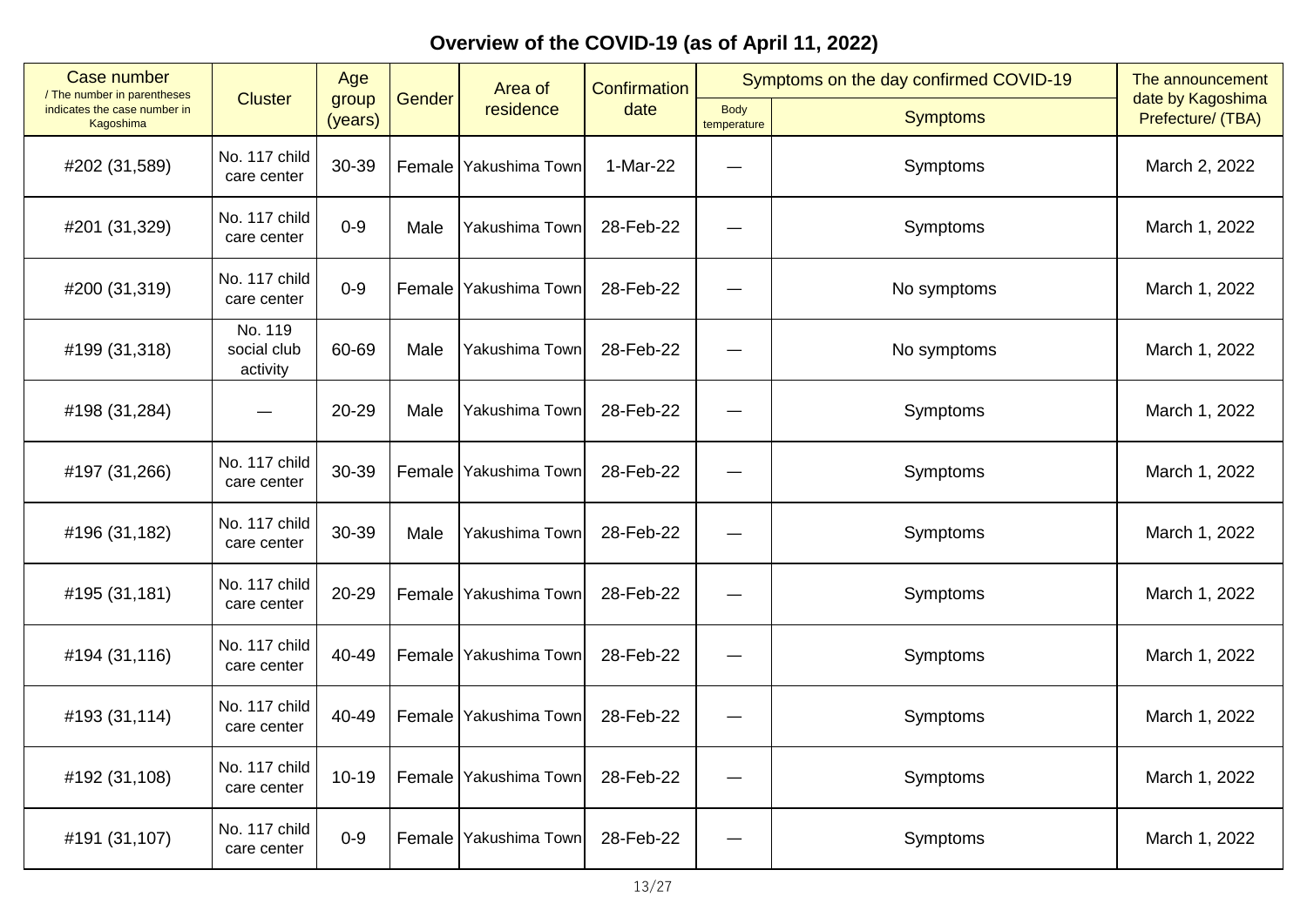## Overview of the COVID-19 (as of April 11, 2022)

| Case number / The number in parentheses indicates the case number in Kagoshima | Cluster | Age group (years) | Gender | Area of residence | Confirmation date | Symptoms on the day confirmed COVID-19 | | The announcement date by Kagoshima Prefecture/ (TBA) |
|---|---|---|---|---|---|---|---|---|
| | | | | | | Body temperature | Symptoms | |
| #202 (31,589) | No. 117 child care center | 30-39 | Female | Yakushima Town | 1-Mar-22 | — | Symptoms | March 2, 2022 |
| #201 (31,329) | No. 117 child care center | 0-9 | Male | Yakushima Town | 28-Feb-22 | — | Symptoms | March 1, 2022 |
| #200 (31,319) | No. 117 child care center | 0-9 | Female | Yakushima Town | 28-Feb-22 | — | No symptoms | March 1, 2022 |
| #199 (31,318) | No. 119 social club activity | 60-69 | Male | Yakushima Town | 28-Feb-22 | — | No symptoms | March 1, 2022 |
| #198 (31,284) | — | 20-29 | Male | Yakushima Town | 28-Feb-22 | — | Symptoms | March 1, 2022 |
| #197 (31,266) | No. 117 child care center | 30-39 | Female | Yakushima Town | 28-Feb-22 | — | Symptoms | March 1, 2022 |
| #196 (31,182) | No. 117 child care center | 30-39 | Male | Yakushima Town | 28-Feb-22 | — | Symptoms | March 1, 2022 |
| #195 (31,181) | No. 117 child care center | 20-29 | Female | Yakushima Town | 28-Feb-22 | — | Symptoms | March 1, 2022 |
| #194 (31,116) | No. 117 child care center | 40-49 | Female | Yakushima Town | 28-Feb-22 | — | Symptoms | March 1, 2022 |
| #193 (31,114) | No. 117 child care center | 40-49 | Female | Yakushima Town | 28-Feb-22 | — | Symptoms | March 1, 2022 |
| #192 (31,108) | No. 117 child care center | 10-19 | Female | Yakushima Town | 28-Feb-22 | — | Symptoms | March 1, 2022 |
| #191 (31,107) | No. 117 child care center | 0-9 | Female | Yakushima Town | 28-Feb-22 | — | Symptoms | March 1, 2022 |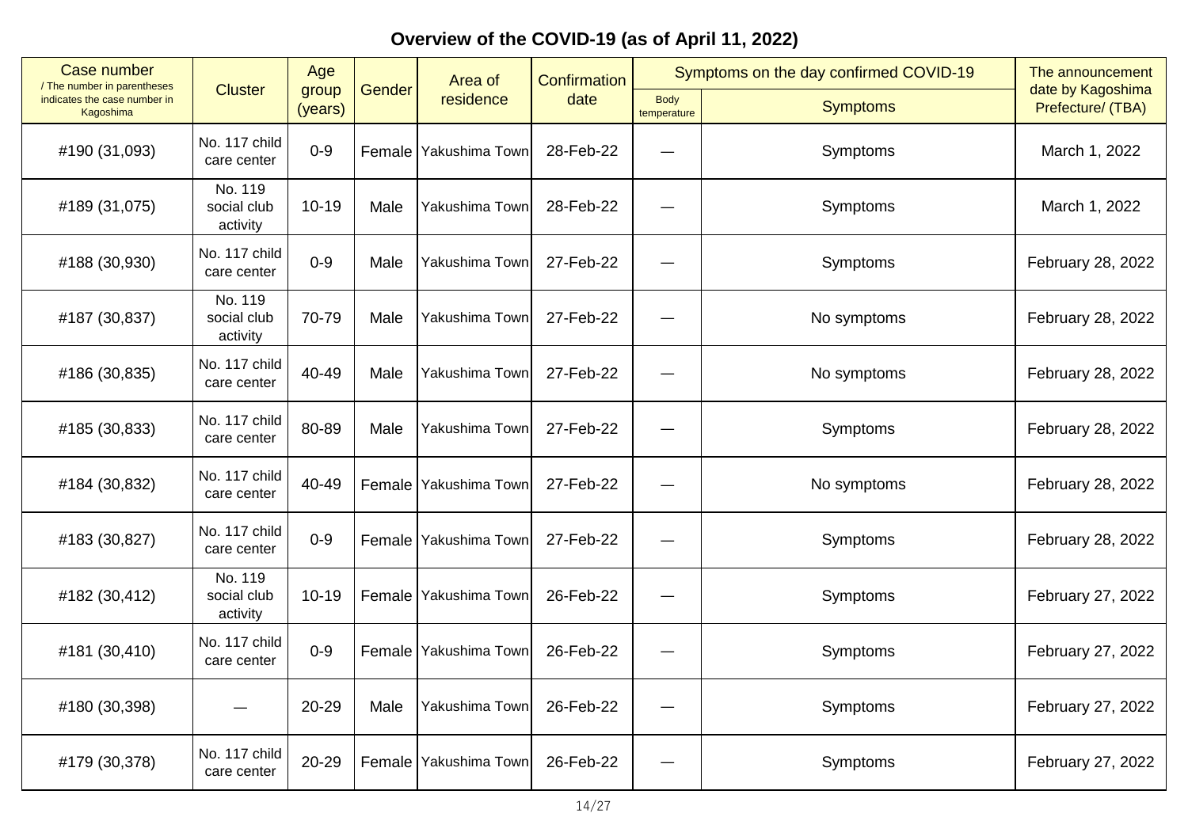## Overview of the COVID-19 (as of April 11, 2022)

| Case number / The number in parentheses indicates the case number in Kagoshima | Cluster | Age group (years) | Gender | Area of residence | Confirmation date | Symptoms on the day confirmed COVID-19 | | The announcement date by Kagoshima Prefecture/ (TBA) |
|---|---|---|---|---|---|---|---|---|
| | | | | | | Body temperature | Symptoms | |
| #190 (31,093) | No. 117 child care center | 0-9 | Female | Yakushima Town | 28-Feb-22 | — | Symptoms | March 1, 2022 |
| #189 (31,075) | No. 119 social club activity | 10-19 | Male | Yakushima Town | 28-Feb-22 | — | Symptoms | March 1, 2022 |
| #188 (30,930) | No. 117 child care center | 0-9 | Male | Yakushima Town | 27-Feb-22 | — | Symptoms | February 28, 2022 |
| #187 (30,837) | No. 119 social club activity | 70-79 | Male | Yakushima Town | 27-Feb-22 | — | No symptoms | February 28, 2022 |
| #186 (30,835) | No. 117 child care center | 40-49 | Male | Yakushima Town | 27-Feb-22 | — | No symptoms | February 28, 2022 |
| #185 (30,833) | No. 117 child care center | 80-89 | Male | Yakushima Town | 27-Feb-22 | — | Symptoms | February 28, 2022 |
| #184 (30,832) | No. 117 child care center | 40-49 | Female | Yakushima Town | 27-Feb-22 | — | No symptoms | February 28, 2022 |
| #183 (30,827) | No. 117 child care center | 0-9 | Female | Yakushima Town | 27-Feb-22 | — | Symptoms | February 28, 2022 |
| #182 (30,412) | No. 119 social club activity | 10-19 | Female | Yakushima Town | 26-Feb-22 | — | Symptoms | February 27, 2022 |
| #181 (30,410) | No. 117 child care center | 0-9 | Female | Yakushima Town | 26-Feb-22 | — | Symptoms | February 27, 2022 |
| #180 (30,398) | — | 20-29 | Male | Yakushima Town | 26-Feb-22 | — | Symptoms | February 27, 2022 |
| #179 (30,378) | No. 117 child care center | 20-29 | Female | Yakushima Town | 26-Feb-22 | — | Symptoms | February 27, 2022 |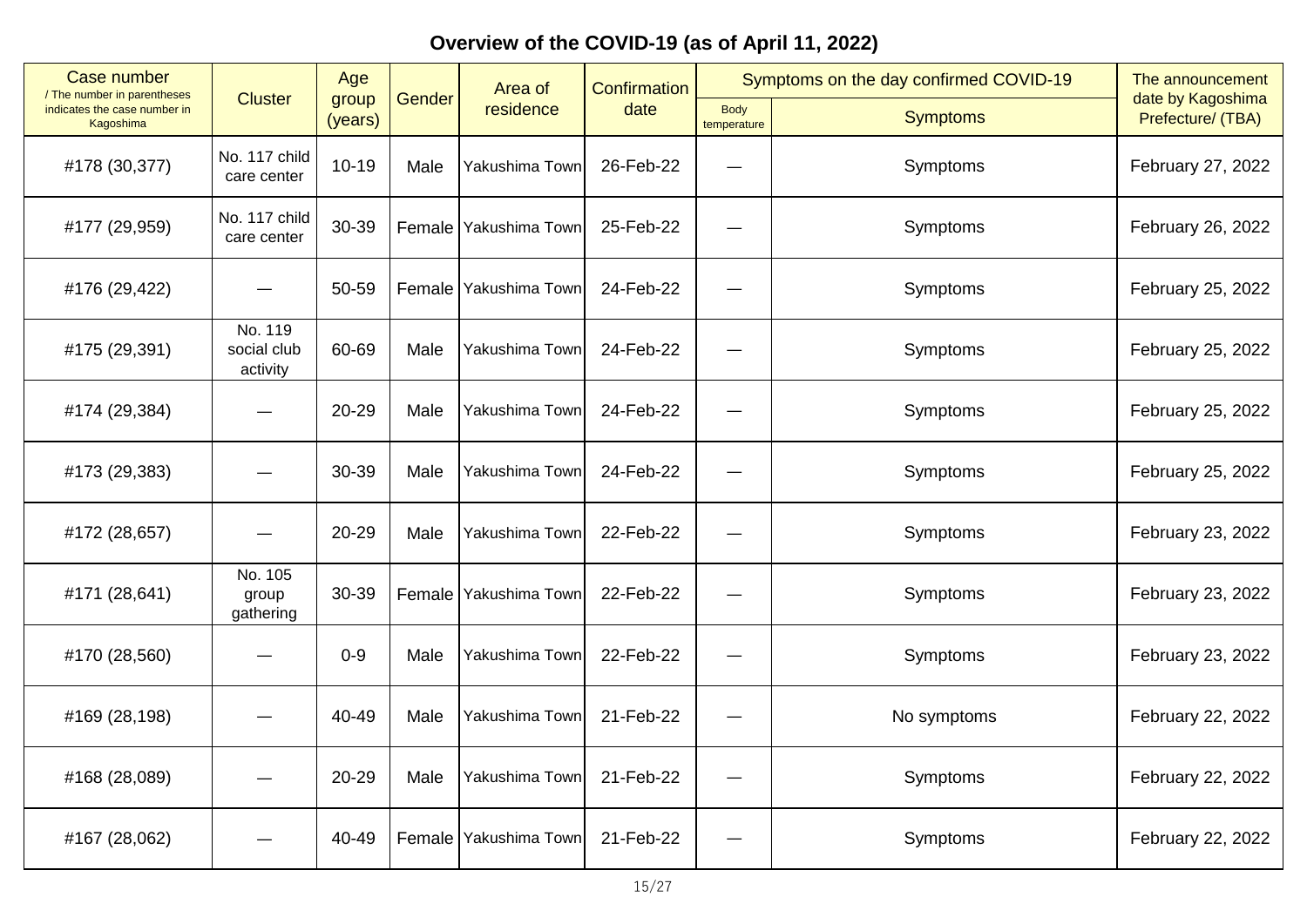# Overview of the COVID-19 (as of April 11, 2022)

| Case number / The number in parentheses indicates the case number in Kagoshima | Cluster | Age group (years) | Gender | Area of residence | Confirmation date | Symptoms on the day confirmed COVID-19 | | The announcement date by Kagoshima Prefecture/ (TBA) |
|---|---|---|---|---|---|---|---|---|
| | | | | | | Body temperature | Symptoms | |
| #178 (30,377) | No. 117 child care center | 10-19 | Male | Yakushima Town | 26-Feb-22 | — | Symptoms | February 27, 2022 |
| #177 (29,959) | No. 117 child care center | 30-39 | Female | Yakushima Town | 25-Feb-22 | — | Symptoms | February 26, 2022 |
| #176 (29,422) | — | 50-59 | Female | Yakushima Town | 24-Feb-22 | — | Symptoms | February 25, 2022 |
| #175 (29,391) | No. 119 social club activity | 60-69 | Male | Yakushima Town | 24-Feb-22 | — | Symptoms | February 25, 2022 |
| #174 (29,384) | — | 20-29 | Male | Yakushima Town | 24-Feb-22 | — | Symptoms | February 25, 2022 |
| #173 (29,383) | — | 30-39 | Male | Yakushima Town | 24-Feb-22 | — | Symptoms | February 25, 2022 |
| #172 (28,657) | — | 20-29 | Male | Yakushima Town | 22-Feb-22 | — | Symptoms | February 23, 2022 |
| #171 (28,641) | No. 105 group gathering | 30-39 | Female | Yakushima Town | 22-Feb-22 | — | Symptoms | February 23, 2022 |
| #170 (28,560) | — | 0-9 | Male | Yakushima Town | 22-Feb-22 | — | Symptoms | February 23, 2022 |
| #169 (28,198) | — | 40-49 | Male | Yakushima Town | 21-Feb-22 | — | No symptoms | February 22, 2022 |
| #168 (28,089) | — | 20-29 | Male | Yakushima Town | 21-Feb-22 | — | Symptoms | February 22, 2022 |
| #167 (28,062) | — | 40-49 | Female | Yakushima Town | 21-Feb-22 | — | Symptoms | February 22, 2022 |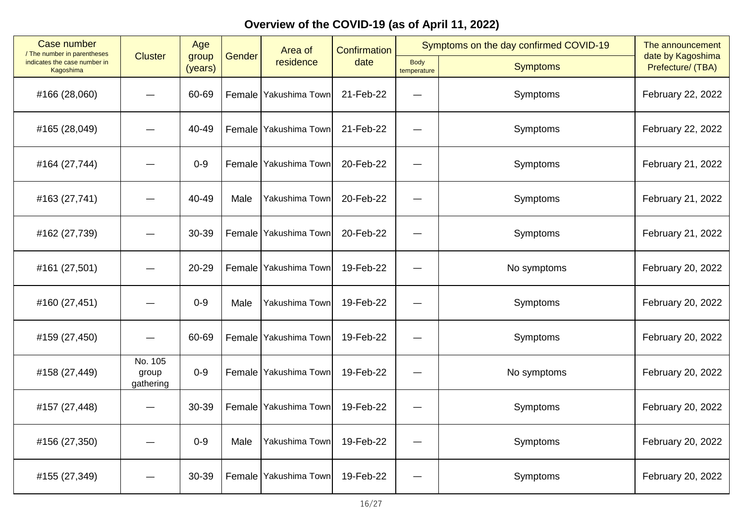## Overview of the COVID-19 (as of April 11, 2022)

| Case number / The number in parentheses indicates the case number in Kagoshima | Cluster | Age group (years) | Gender | Area of residence | Confirmation date | Symptoms on the day confirmed COVID-19 | | The announcement date by Kagoshima Prefecture/ (TBA) |
|---|---|---|---|---|---|---|---|---|
| | | | | | | Body temperature | Symptoms | |
| #166 (28,060) | — | 60-69 | Female | Yakushima Town | 21-Feb-22 | — | Symptoms | February 22, 2022 |
| #165 (28,049) | — | 40-49 | Female | Yakushima Town | 21-Feb-22 | — | Symptoms | February 22, 2022 |
| #164 (27,744) | — | 0-9 | Female | Yakushima Town | 20-Feb-22 | — | Symptoms | February 21, 2022 |
| #163 (27,741) | — | 40-49 | Male | Yakushima Town | 20-Feb-22 | — | Symptoms | February 21, 2022 |
| #162 (27,739) | — | 30-39 | Female | Yakushima Town | 20-Feb-22 | — | Symptoms | February 21, 2022 |
| #161 (27,501) | — | 20-29 | Female | Yakushima Town | 19-Feb-22 | — | No symptoms | February 20, 2022 |
| #160 (27,451) | — | 0-9 | Male | Yakushima Town | 19-Feb-22 | — | Symptoms | February 20, 2022 |
| #159 (27,450) | — | 60-69 | Female | Yakushima Town | 19-Feb-22 | — | Symptoms | February 20, 2022 |
| #158 (27,449) | No. 105 group gathering | 0-9 | Female | Yakushima Town | 19-Feb-22 | — | No symptoms | February 20, 2022 |
| #157 (27,448) | — | 30-39 | Female | Yakushima Town | 19-Feb-22 | — | Symptoms | February 20, 2022 |
| #156 (27,350) | — | 0-9 | Male | Yakushima Town | 19-Feb-22 | — | Symptoms | February 20, 2022 |
| #155 (27,349) | — | 30-39 | Female | Yakushima Town | 19-Feb-22 | — | Symptoms | February 20, 2022 |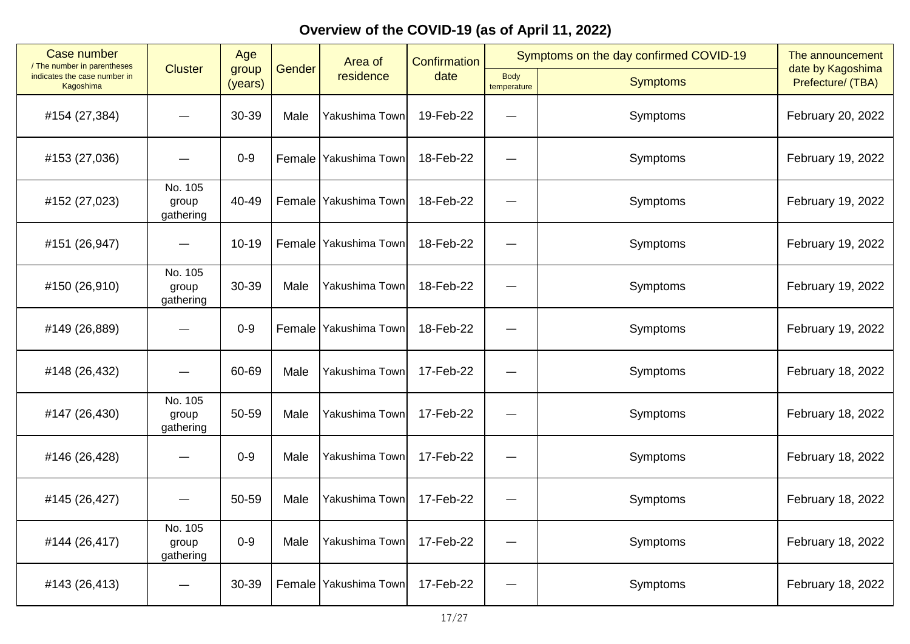## Overview of the COVID-19 (as of April 11, 2022)

| Case number / The number in parentheses indicates the case number in Kagoshima | Cluster | Age group (years) | Gender | Area of residence | Confirmation date | Symptoms on the day confirmed COVID-19 | | The announcement date by Kagoshima Prefecture/ (TBA) |
|---|---|---|---|---|---|---|---|---|
| | | | | | | Body temperature | Symptoms | |
| #154 (27,384) | — | 30-39 | Male | Yakushima Town | 19-Feb-22 | — | Symptoms | February 20, 2022 |
| #153 (27,036) | — | 0-9 | Female | Yakushima Town | 18-Feb-22 | — | Symptoms | February 19, 2022 |
| #152 (27,023) | No. 105 group gathering | 40-49 | Female | Yakushima Town | 18-Feb-22 | — | Symptoms | February 19, 2022 |
| #151 (26,947) | — | 10-19 | Female | Yakushima Town | 18-Feb-22 | — | Symptoms | February 19, 2022 |
| #150 (26,910) | No. 105 group gathering | 30-39 | Male | Yakushima Town | 18-Feb-22 | — | Symptoms | February 19, 2022 |
| #149 (26,889) | — | 0-9 | Female | Yakushima Town | 18-Feb-22 | — | Symptoms | February 19, 2022 |
| #148 (26,432) | — | 60-69 | Male | Yakushima Town | 17-Feb-22 | — | Symptoms | February 18, 2022 |
| #147 (26,430) | No. 105 group gathering | 50-59 | Male | Yakushima Town | 17-Feb-22 | — | Symptoms | February 18, 2022 |
| #146 (26,428) | — | 0-9 | Male | Yakushima Town | 17-Feb-22 | — | Symptoms | February 18, 2022 |
| #145 (26,427) | — | 50-59 | Male | Yakushima Town | 17-Feb-22 | — | Symptoms | February 18, 2022 |
| #144 (26,417) | No. 105 group gathering | 0-9 | Male | Yakushima Town | 17-Feb-22 | — | Symptoms | February 18, 2022 |
| #143 (26,413) | — | 30-39 | Female | Yakushima Town | 17-Feb-22 | — | Symptoms | February 18, 2022 |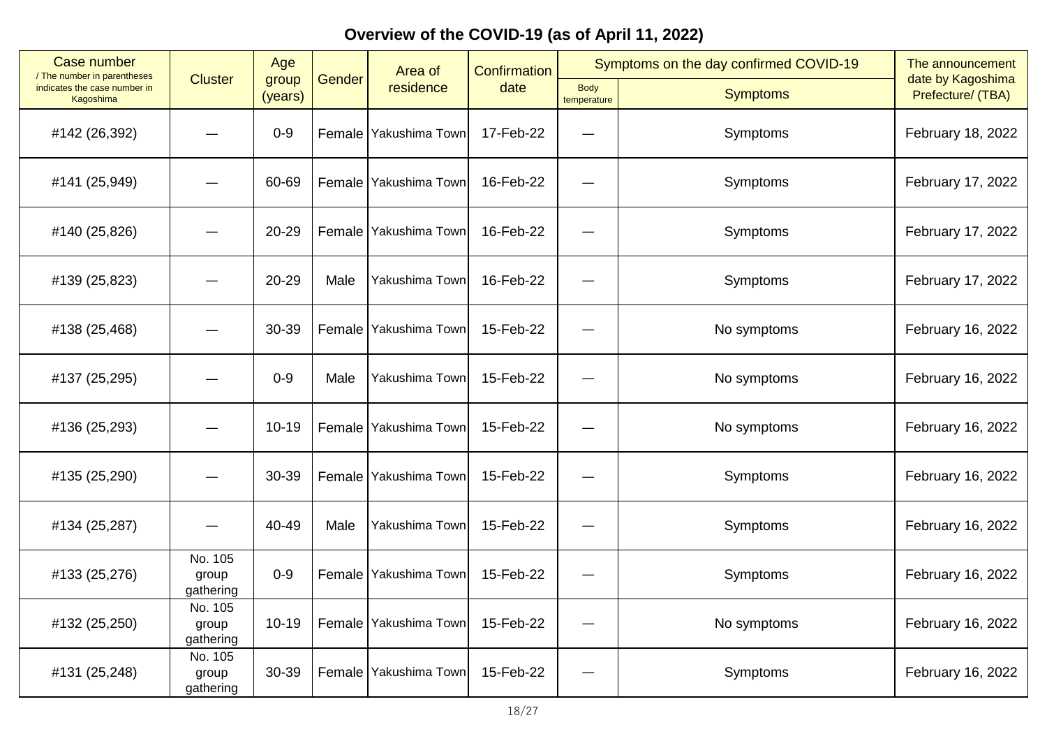## Overview of the COVID-19 (as of April 11, 2022)

| Case number / The number in parentheses indicates the case number in Kagoshima | Cluster | Age group (years) | Gender | Area of residence | Confirmation date | Symptoms on the day confirmed COVID-19 | | The announcement date by Kagoshima Prefecture/ (TBA) |
|---|---|---|---|---|---|---|---|---|
| | | | | | | Body temperature | Symptoms | |
| #142 (26,392) | — | 0-9 | Female | Yakushima Town | 17-Feb-22 | — | Symptoms | February 18, 2022 |
| #141 (25,949) | — | 60-69 | Female | Yakushima Town | 16-Feb-22 | — | Symptoms | February 17, 2022 |
| #140 (25,826) | — | 20-29 | Female | Yakushima Town | 16-Feb-22 | — | Symptoms | February 17, 2022 |
| #139 (25,823) | — | 20-29 | Male | Yakushima Town | 16-Feb-22 | — | Symptoms | February 17, 2022 |
| #138 (25,468) | — | 30-39 | Female | Yakushima Town | 15-Feb-22 | — | No symptoms | February 16, 2022 |
| #137 (25,295) | — | 0-9 | Male | Yakushima Town | 15-Feb-22 | — | No symptoms | February 16, 2022 |
| #136 (25,293) | — | 10-19 | Female | Yakushima Town | 15-Feb-22 | — | No symptoms | February 16, 2022 |
| #135 (25,290) | — | 30-39 | Female | Yakushima Town | 15-Feb-22 | — | Symptoms | February 16, 2022 |
| #134 (25,287) | — | 40-49 | Male | Yakushima Town | 15-Feb-22 | — | Symptoms | February 16, 2022 |
| #133 (25,276) | No. 105 group gathering | 0-9 | Female | Yakushima Town | 15-Feb-22 | — | Symptoms | February 16, 2022 |
| #132 (25,250) | No. 105 group gathering | 10-19 | Female | Yakushima Town | 15-Feb-22 | — | No symptoms | February 16, 2022 |
| #131 (25,248) | No. 105 group gathering | 30-39 | Female | Yakushima Town | 15-Feb-22 | — | Symptoms | February 16, 2022 |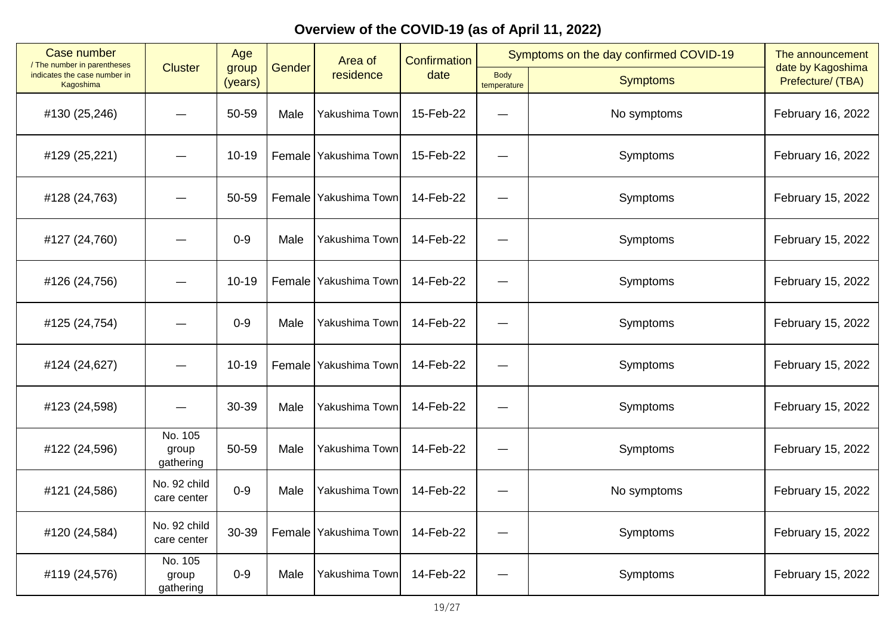## Overview of the COVID-19 (as of April 11, 2022)

| Case number / The number in parentheses indicates the case number in Kagoshima | Cluster | Age group (years) | Gender | Area of residence | Confirmation date | Symptoms on the day confirmed COVID-19 | | The announcement date by Kagoshima Prefecture/ (TBA) |
|---|---|---|---|---|---|---|---|---|
| | | | | | | Body temperature | Symptoms | |
| #130 (25,246) | — | 50-59 | Male | Yakushima Town | 15-Feb-22 | — | No symptoms | February 16, 2022 |
| #129 (25,221) | — | 10-19 | Female | Yakushima Town | 15-Feb-22 | — | Symptoms | February 16, 2022 |
| #128 (24,763) | — | 50-59 | Female | Yakushima Town | 14-Feb-22 | — | Symptoms | February 15, 2022 |
| #127 (24,760) | — | 0-9 | Male | Yakushima Town | 14-Feb-22 | — | Symptoms | February 15, 2022 |
| #126 (24,756) | — | 10-19 | Female | Yakushima Town | 14-Feb-22 | — | Symptoms | February 15, 2022 |
| #125 (24,754) | — | 0-9 | Male | Yakushima Town | 14-Feb-22 | — | Symptoms | February 15, 2022 |
| #124 (24,627) | — | 10-19 | Female | Yakushima Town | 14-Feb-22 | — | Symptoms | February 15, 2022 |
| #123 (24,598) | — | 30-39 | Male | Yakushima Town | 14-Feb-22 | — | Symptoms | February 15, 2022 |
| #122 (24,596) | No. 105 group gathering | 50-59 | Male | Yakushima Town | 14-Feb-22 | — | Symptoms | February 15, 2022 |
| #121 (24,586) | No. 92 child care center | 0-9 | Male | Yakushima Town | 14-Feb-22 | — | No symptoms | February 15, 2022 |
| #120 (24,584) | No. 92 child care center | 30-39 | Female | Yakushima Town | 14-Feb-22 | — | Symptoms | February 15, 2022 |
| #119 (24,576) | No. 105 group gathering | 0-9 | Male | Yakushima Town | 14-Feb-22 | — | Symptoms | February 15, 2022 |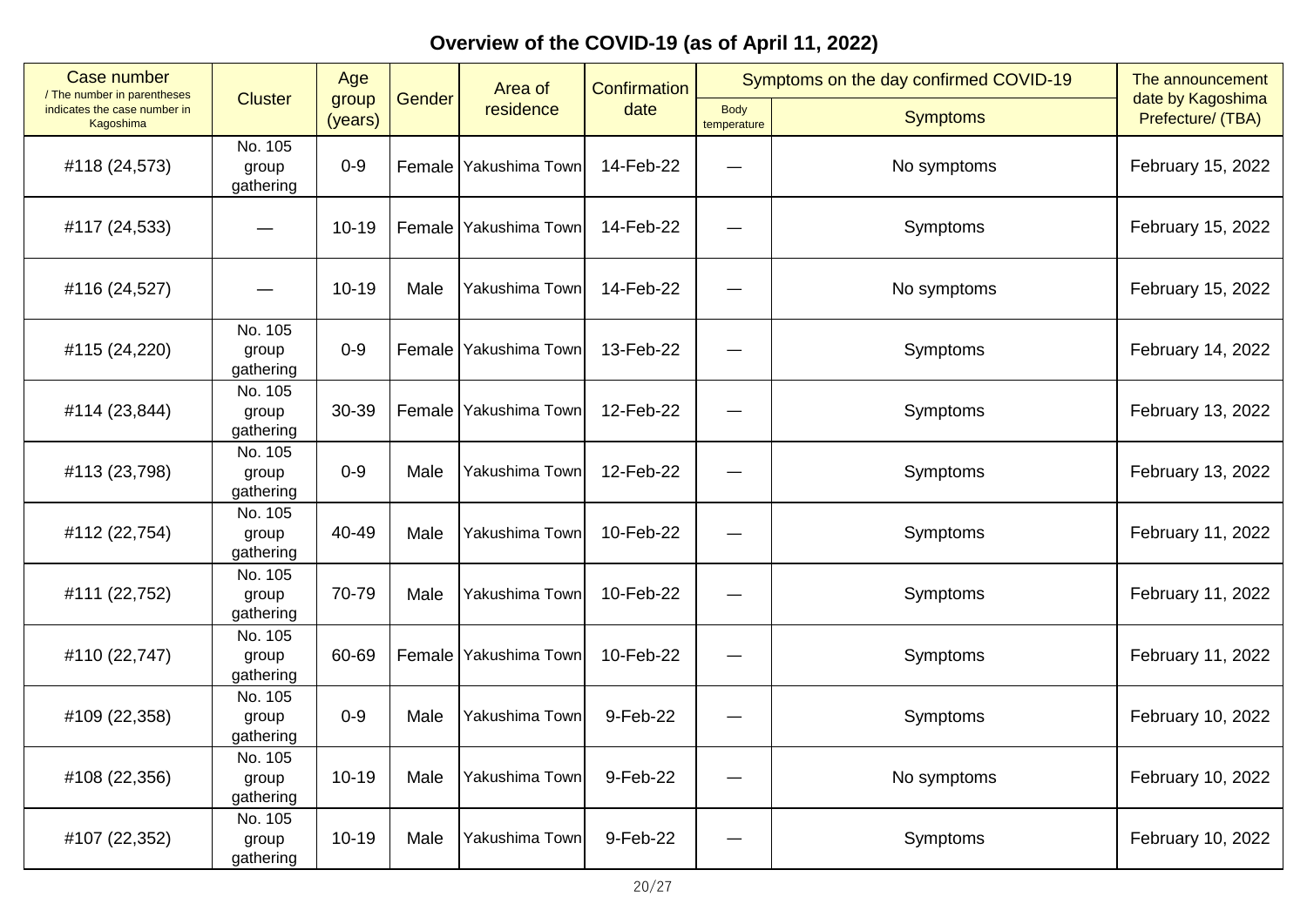## Overview of the COVID-19 (as of April 11, 2022)

| Case number / The number in parentheses indicates the case number in Kagoshima | Cluster | Age group (years) | Gender | Area of residence | Confirmation date | Symptoms on the day confirmed COVID-19 | | The announcement date by Kagoshima Prefecture/ (TBA) |
|---|---|---|---|---|---|---|---|---|
| | | | | | | Body temperature | Symptoms | |
| #118 (24,573) | No. 105 group gathering | 0-9 | Female | Yakushima Town | 14-Feb-22 | — | No symptoms | February 15, 2022 |
| #117 (24,533) | — | 10-19 | Female | Yakushima Town | 14-Feb-22 | — | Symptoms | February 15, 2022 |
| #116 (24,527) | — | 10-19 | Male | Yakushima Town | 14-Feb-22 | — | No symptoms | February 15, 2022 |
| #115 (24,220) | No. 105 group gathering | 0-9 | Female | Yakushima Town | 13-Feb-22 | — | Symptoms | February 14, 2022 |
| #114 (23,844) | No. 105 group gathering | 30-39 | Female | Yakushima Town | 12-Feb-22 | — | Symptoms | February 13, 2022 |
| #113 (23,798) | No. 105 group gathering | 0-9 | Male | Yakushima Town | 12-Feb-22 | — | Symptoms | February 13, 2022 |
| #112 (22,754) | No. 105 group gathering | 40-49 | Male | Yakushima Town | 10-Feb-22 | — | Symptoms | February 11, 2022 |
| #111 (22,752) | No. 105 group gathering | 70-79 | Male | Yakushima Town | 10-Feb-22 | — | Symptoms | February 11, 2022 |
| #110 (22,747) | No. 105 group gathering | 60-69 | Female | Yakushima Town | 10-Feb-22 | — | Symptoms | February 11, 2022 |
| #109 (22,358) | No. 105 group gathering | 0-9 | Male | Yakushima Town | 9-Feb-22 | — | Symptoms | February 10, 2022 |
| #108 (22,356) | No. 105 group gathering | 10-19 | Male | Yakushima Town | 9-Feb-22 | — | No symptoms | February 10, 2022 |
| #107 (22,352) | No. 105 group gathering | 10-19 | Male | Yakushima Town | 9-Feb-22 | — | Symptoms | February 10, 2022 |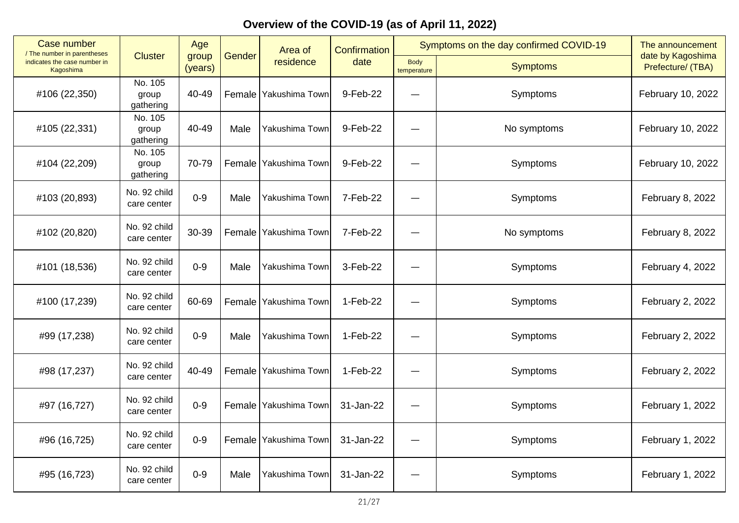## Overview of the COVID-19 (as of April 11, 2022)

| Case number / The number in parentheses indicates the case number in Kagoshima | Cluster | Age group (years) | Gender | Area of residence | Confirmation date | Symptoms on the day confirmed COVID-19 | | The announcement date by Kagoshima Prefecture/ (TBA) |
|---|---|---|---|---|---|---|---|---|
| | | | | | | Body temperature | Symptoms | |
| #106 (22,350) | No. 105 group gathering | 40-49 | Female | Yakushima Town | 9-Feb-22 | ― | Symptoms | February 10, 2022 |
| #105 (22,331) | No. 105 group gathering | 40-49 | Male | Yakushima Town | 9-Feb-22 | ― | No symptoms | February 10, 2022 |
| #104 (22,209) | No. 105 group gathering | 70-79 | Female | Yakushima Town | 9-Feb-22 | ― | Symptoms | February 10, 2022 |
| #103 (20,893) | No. 92 child care center | 0-9 | Male | Yakushima Town | 7-Feb-22 | ― | Symptoms | February 8, 2022 |
| #102 (20,820) | No. 92 child care center | 30-39 | Female | Yakushima Town | 7-Feb-22 | ― | No symptoms | February 8, 2022 |
| #101 (18,536) | No. 92 child care center | 0-9 | Male | Yakushima Town | 3-Feb-22 | ― | Symptoms | February 4, 2022 |
| #100 (17,239) | No. 92 child care center | 60-69 | Female | Yakushima Town | 1-Feb-22 | ― | Symptoms | February 2, 2022 |
| #99 (17,238) | No. 92 child care center | 0-9 | Male | Yakushima Town | 1-Feb-22 | ― | Symptoms | February 2, 2022 |
| #98 (17,237) | No. 92 child care center | 40-49 | Female | Yakushima Town | 1-Feb-22 | ― | Symptoms | February 2, 2022 |
| #97 (16,727) | No. 92 child care center | 0-9 | Female | Yakushima Town | 31-Jan-22 | ― | Symptoms | February 1, 2022 |
| #96 (16,725) | No. 92 child care center | 0-9 | Female | Yakushima Town | 31-Jan-22 | ― | Symptoms | February 1, 2022 |
| #95 (16,723) | No. 92 child care center | 0-9 | Male | Yakushima Town | 31-Jan-22 | ― | Symptoms | February 1, 2022 |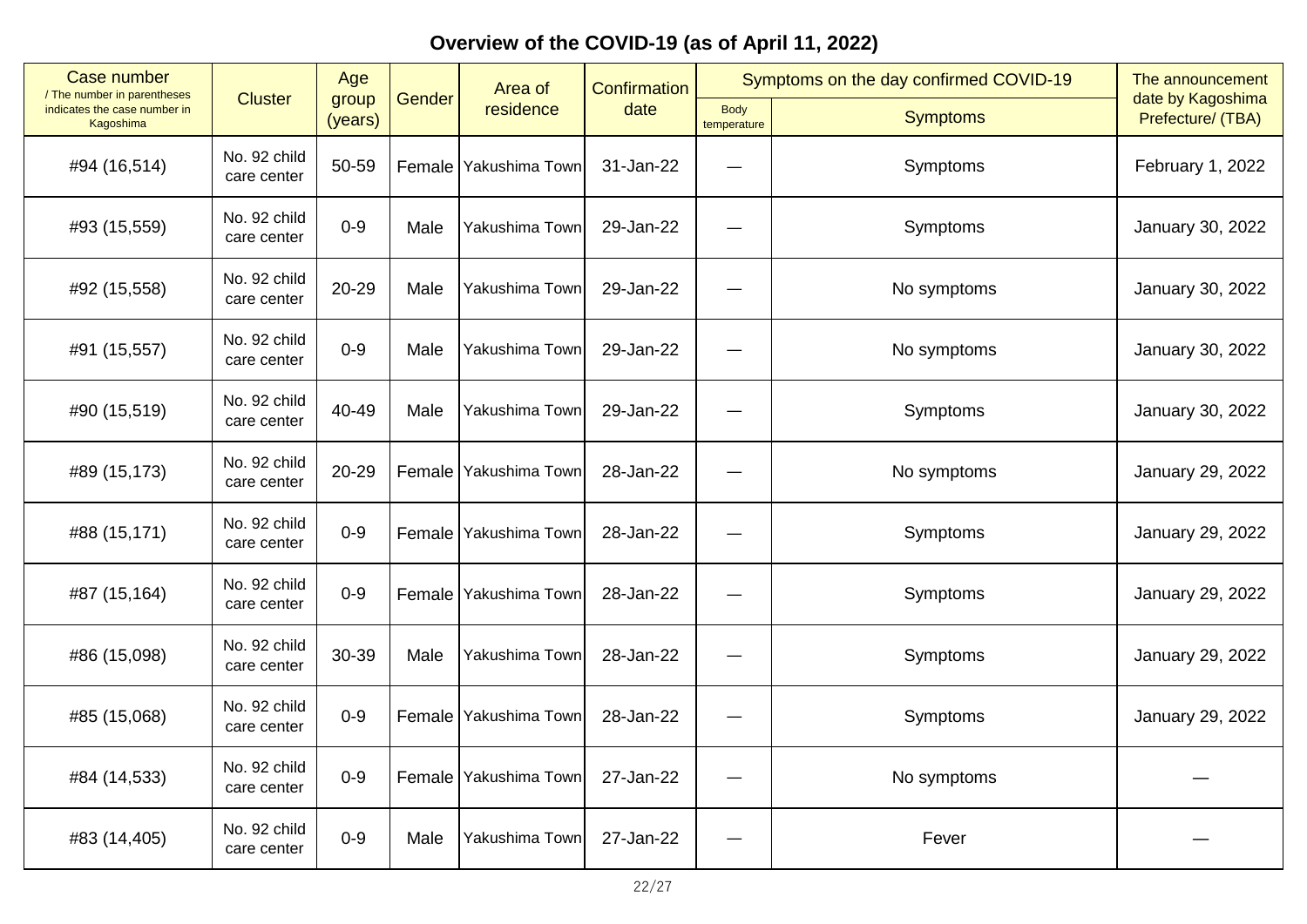**Overview of the COVID-19 (as of April 11, 2022)**

| Case number / The number in parentheses indicates the case number in Kagoshima | Cluster | Age group (years) | Gender | Area of residence | Confirmation date | Symptoms on the day confirmed COVID-19 | | The announcement date by Kagoshima Prefecture/ (TBA) |
|---|---|---|---|---|---|---|---|---|
| | | | | | | Body temperature | Symptoms | |
| #94 (16,514) | No. 92 child care center | 50-59 | Female | Yakushima Town | 31-Jan-22 | — | Symptoms | February 1, 2022 |
| #93 (15,559) | No. 92 child care center | 0-9 | Male | Yakushima Town | 29-Jan-22 | — | Symptoms | January 30, 2022 |
| #92 (15,558) | No. 92 child care center | 20-29 | Male | Yakushima Town | 29-Jan-22 | — | No symptoms | January 30, 2022 |
| #91 (15,557) | No. 92 child care center | 0-9 | Male | Yakushima Town | 29-Jan-22 | — | No symptoms | January 30, 2022 |
| #90 (15,519) | No. 92 child care center | 40-49 | Male | Yakushima Town | 29-Jan-22 | — | Symptoms | January 30, 2022 |
| #89 (15,173) | No. 92 child care center | 20-29 | Female | Yakushima Town | 28-Jan-22 | — | No symptoms | January 29, 2022 |
| #88 (15,171) | No. 92 child care center | 0-9 | Female | Yakushima Town | 28-Jan-22 | — | Symptoms | January 29, 2022 |
| #87 (15,164) | No. 92 child care center | 0-9 | Female | Yakushima Town | 28-Jan-22 | — | Symptoms | January 29, 2022 |
| #86 (15,098) | No. 92 child care center | 30-39 | Male | Yakushima Town | 28-Jan-22 | — | Symptoms | January 29, 2022 |
| #85 (15,068) | No. 92 child care center | 0-9 | Female | Yakushima Town | 28-Jan-22 | — | Symptoms | January 29, 2022 |
| #84 (14,533) | No. 92 child care center | 0-9 | Female | Yakushima Town | 27-Jan-22 | — | No symptoms | — |
| #83 (14,405) | No. 92 child care center | 0-9 | Male | Yakushima Town | 27-Jan-22 | — | Fever | — |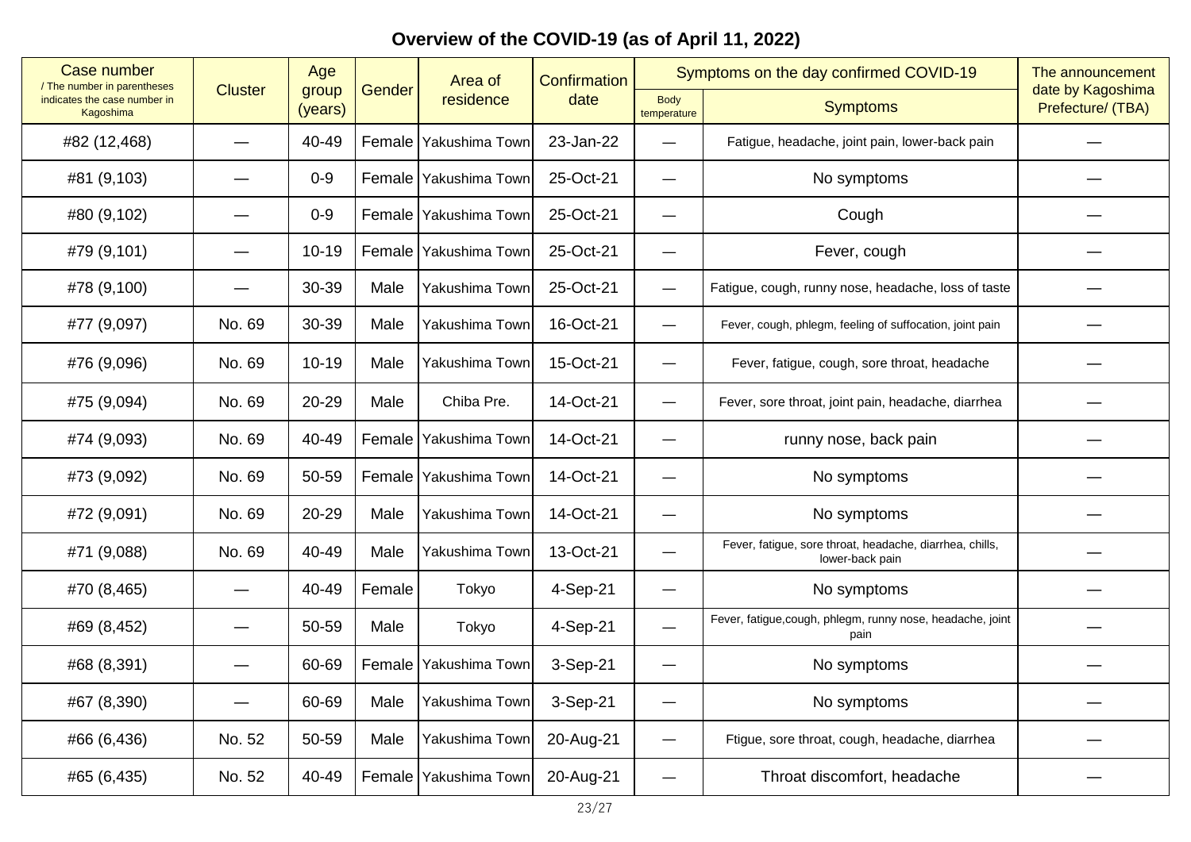## Overview of the COVID-19 (as of April 11, 2022)

| Case number / The number in parentheses indicates the case number in Kagoshima | Cluster | Age group (years) | Gender | Area of residence | Confirmation date | Symptoms on the day confirmed COVID-19 | | The announcement date by Kagoshima Prefecture/ (TBA) |
|---|---|---|---|---|---|---|---|---|
| | | | | | | Body temperature | Symptoms | |
| #82 (12,468) | — | 40-49 | Female | Yakushima Town | 23-Jan-22 | — | Fatigue, headache, joint pain, lower-back pain | — |
| #81 (9,103) | — | 0-9 | Female | Yakushima Town | 25-Oct-21 | — | No symptoms | — |
| #80 (9,102) | — | 0-9 | Female | Yakushima Town | 25-Oct-21 | — | Cough | — |
| #79 (9,101) | — | 10-19 | Female | Yakushima Town | 25-Oct-21 | — | Fever, cough | — |
| #78 (9,100) | — | 30-39 | Male | Yakushima Town | 25-Oct-21 | — | Fatigue, cough, runny nose, headache, loss of taste | — |
| #77 (9,097) | No. 69 | 30-39 | Male | Yakushima Town | 16-Oct-21 | — | Fever, cough, phlegm, feeling of suffocation, joint pain | — |
| #76 (9,096) | No. 69 | 10-19 | Male | Yakushima Town | 15-Oct-21 | — | Fever, fatigue, cough, sore throat, headache | — |
| #75 (9,094) | No. 69 | 20-29 | Male | Chiba Pre. | 14-Oct-21 | — | Fever, sore throat, joint pain, headache, diarrhea | — |
| #74 (9,093) | No. 69 | 40-49 | Female | Yakushima Town | 14-Oct-21 | — | runny nose, back pain | — |
| #73 (9,092) | No. 69 | 50-59 | Female | Yakushima Town | 14-Oct-21 | — | No symptoms | — |
| #72 (9,091) | No. 69 | 20-29 | Male | Yakushima Town | 14-Oct-21 | — | No symptoms | — |
| #71 (9,088) | No. 69 | 40-49 | Male | Yakushima Town | 13-Oct-21 | — | Fever, fatigue, sore throat, headache, diarrhea, chills, lower-back pain | — |
| #70 (8,465) | — | 40-49 | Female | Tokyo | 4-Sep-21 | — | No symptoms | — |
| #69 (8,452) | — | 50-59 | Male | Tokyo | 4-Sep-21 | — | Fever, fatigue,cough, phlegm, runny nose, headache, joint pain | — |
| #68 (8,391) | — | 60-69 | Female | Yakushima Town | 3-Sep-21 | — | No symptoms | — |
| #67 (8,390) | — | 60-69 | Male | Yakushima Town | 3-Sep-21 | — | No symptoms | — |
| #66 (6,436) | No. 52 | 50-59 | Male | Yakushima Town | 20-Aug-21 | — | Ftigue, sore throat, cough, headache, diarrhea | — |
| #65 (6,435) | No. 52 | 40-49 | Female | Yakushima Town | 20-Aug-21 | — | Throat discomfort, headache | — |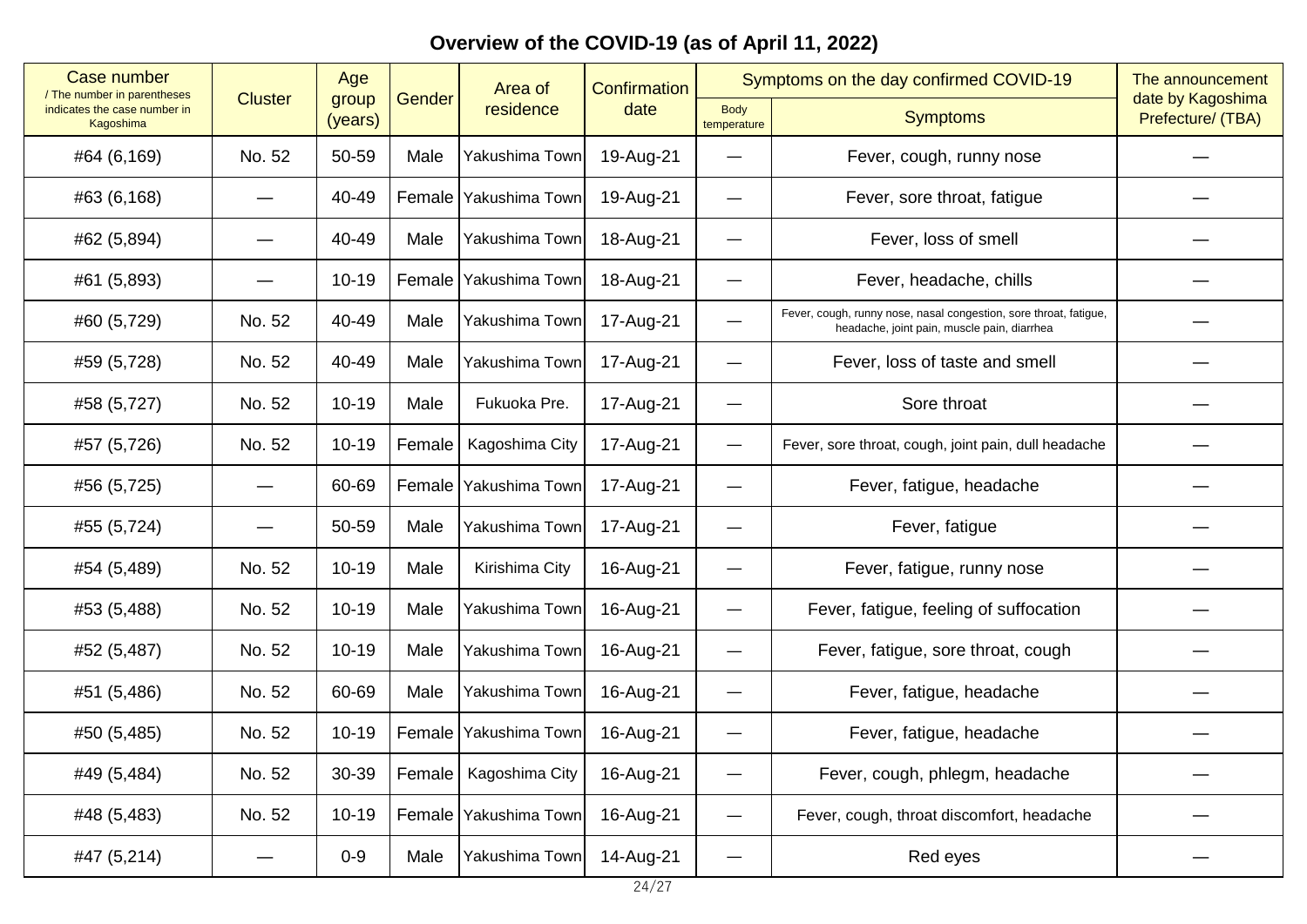# Overview of the COVID-19 (as of April 11, 2022)

| Case number / The number in parentheses indicates the case number in Kagoshima | Cluster | Age group (years) | Gender | Area of residence | Confirmation date | Symptoms on the day confirmed COVID-19 | | The announcement date by Kagoshima Prefecture/ (TBA) |
|---|---|---|---|---|---|---|---|---|
| | | | | | | Body temperature | Symptoms | |
| #64 (6,169) | No. 52 | 50-59 | Male | Yakushima Town | 19-Aug-21 | ― | Fever, cough, runny nose | ― |
| #63 (6,168) | ― | 40-49 | Female | Yakushima Town | 19-Aug-21 | ― | Fever, sore throat, fatigue | ― |
| #62 (5,894) | ― | 40-49 | Male | Yakushima Town | 18-Aug-21 | ― | Fever, loss of smell | ― |
| #61 (5,893) | ― | 10-19 | Female | Yakushima Town | 18-Aug-21 | ― | Fever, headache, chills | ― |
| #60 (5,729) | No. 52 | 40-49 | Male | Yakushima Town | 17-Aug-21 | ― | Fever, cough, runny nose, nasal congestion, sore throat, fatigue, headache, joint pain, muscle pain, diarrhea | ― |
| #59 (5,728) | No. 52 | 40-49 | Male | Yakushima Town | 17-Aug-21 | ― | Fever, loss of taste and smell | ― |
| #58 (5,727) | No. 52 | 10-19 | Male | Fukuoka Pre. | 17-Aug-21 | ― | Sore throat | ― |
| #57 (5,726) | No. 52 | 10-19 | Female | Kagoshima City | 17-Aug-21 | ― | Fever, sore throat, cough, joint pain, dull headache | ― |
| #56 (5,725) | ― | 60-69 | Female | Yakushima Town | 17-Aug-21 | ― | Fever, fatigue, headache | ― |
| #55 (5,724) | ― | 50-59 | Male | Yakushima Town | 17-Aug-21 | ― | Fever, fatigue | ― |
| #54 (5,489) | No. 52 | 10-19 | Male | Kirishima City | 16-Aug-21 | ― | Fever, fatigue, runny nose | ― |
| #53 (5,488) | No. 52 | 10-19 | Male | Yakushima Town | 16-Aug-21 | ― | Fever, fatigue, feeling of suffocation | ― |
| #52 (5,487) | No. 52 | 10-19 | Male | Yakushima Town | 16-Aug-21 | ― | Fever, fatigue, sore throat, cough | ― |
| #51 (5,486) | No. 52 | 60-69 | Male | Yakushima Town | 16-Aug-21 | ― | Fever, fatigue, headache | ― |
| #50 (5,485) | No. 52 | 10-19 | Female | Yakushima Town | 16-Aug-21 | ― | Fever, fatigue, headache | ― |
| #49 (5,484) | No. 52 | 30-39 | Female | Kagoshima City | 16-Aug-21 | ― | Fever, cough, phlegm, headache | ― |
| #48 (5,483) | No. 52 | 10-19 | Female | Yakushima Town | 16-Aug-21 | ― | Fever, cough, throat discomfort, headache | ― |
| #47 (5,214) | ― | 0-9 | Male | Yakushima Town | 14-Aug-21 | ― | Red eyes | ― |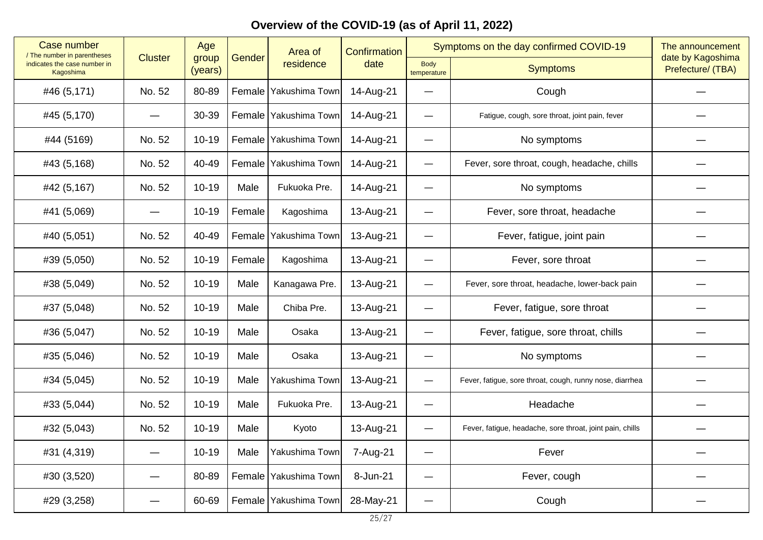# Overview of the COVID-19 (as of April 11, 2022)

| Case number / The number in parentheses indicates the case number in Kagoshima | Cluster | Age group (years) | Gender | Area of residence | Confirmation date | Symptoms on the day confirmed COVID-19 | | The announcement date by Kagoshima Prefecture/ (TBA) |
|---|---|---|---|---|---|---|---|---|
| | | | | | | Body temperature | Symptoms | |
| #46 (5,171) | No. 52 | 80-89 | Female | Yakushima Town | 14-Aug-21 | — | Cough | — |
| #45 (5,170) | — | 30-39 | Female | Yakushima Town | 14-Aug-21 | — | Fatigue, cough, sore throat, joint pain, fever | — |
| #44 (5169) | No. 52 | 10-19 | Female | Yakushima Town | 14-Aug-21 | — | No symptoms | — |
| #43 (5,168) | No. 52 | 40-49 | Female | Yakushima Town | 14-Aug-21 | — | Fever, sore throat, cough, headache, chills | — |
| #42 (5,167) | No. 52 | 10-19 | Male | Fukuoka Pre. | 14-Aug-21 | — | No symptoms | — |
| #41 (5,069) | — | 10-19 | Female | Kagoshima | 13-Aug-21 | — | Fever, sore throat, headache | — |
| #40 (5,051) | No. 52 | 40-49 | Female | Yakushima Town | 13-Aug-21 | — | Fever, fatigue, joint pain | — |
| #39 (5,050) | No. 52 | 10-19 | Female | Kagoshima | 13-Aug-21 | — | Fever, sore throat | — |
| #38 (5,049) | No. 52 | 10-19 | Male | Kanagawa Pre. | 13-Aug-21 | — | Fever, sore throat, headache, lower-back pain | — |
| #37 (5,048) | No. 52 | 10-19 | Male | Chiba Pre. | 13-Aug-21 | — | Fever, fatigue, sore throat | — |
| #36 (5,047) | No. 52 | 10-19 | Male | Osaka | 13-Aug-21 | — | Fever, fatigue, sore throat, chills | — |
| #35 (5,046) | No. 52 | 10-19 | Male | Osaka | 13-Aug-21 | — | No symptoms | — |
| #34 (5,045) | No. 52 | 10-19 | Male | Yakushima Town | 13-Aug-21 | — | Fever, fatigue, sore throat, cough, runny nose, diarrhea | — |
| #33 (5,044) | No. 52 | 10-19 | Male | Fukuoka Pre. | 13-Aug-21 | — | Headache | — |
| #32 (5,043) | No. 52 | 10-19 | Male | Kyoto | 13-Aug-21 | — | Fever, fatigue, headache, sore throat, joint pain, chills | — |
| #31 (4,319) | — | 10-19 | Male | Yakushima Town | 7-Aug-21 | — | Fever | — |
| #30 (3,520) | — | 80-89 | Female | Yakushima Town | 8-Jun-21 | — | Fever, cough | — |
| #29 (3,258) | — | 60-69 | Female | Yakushima Town | 28-May-21 | — | Cough | — |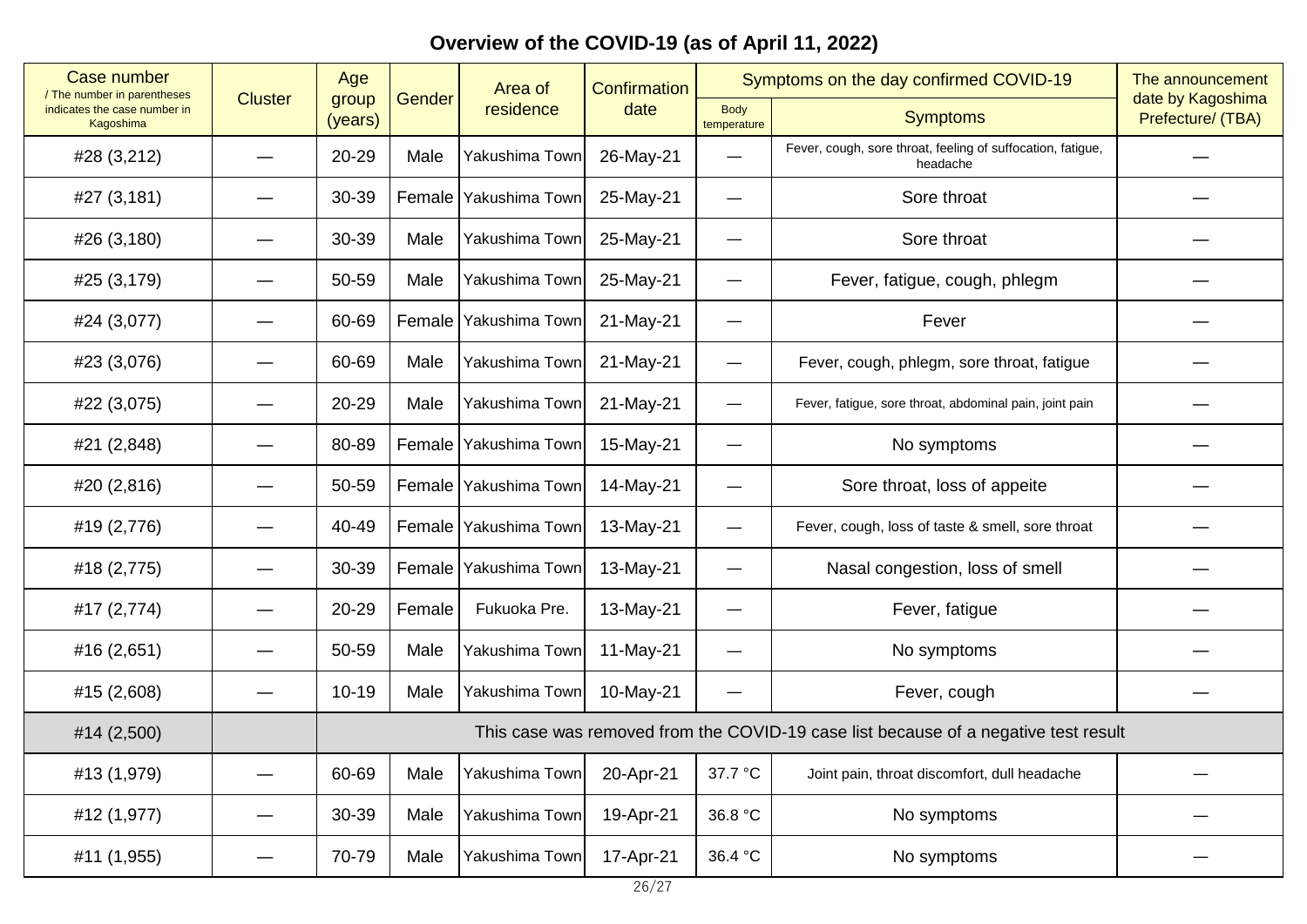# Overview of the COVID-19 (as of April 11, 2022)

| Case number / The number in parentheses indicates the case number in Kagoshima | Cluster | Age group (years) | Gender | Area of residence | Confirmation date | Symptoms on the day confirmed COVID-19 | | The announcement date by Kagoshima Prefecture/ (TBA) |
|---|---|---|---|---|---|---|---|---|
| | | | | | | Body temperature | Symptoms | |
| #28 (3,212) | — | 20-29 | Male | Yakushima Town | 26-May-21 | — | Fever, cough, sore throat, feeling of suffocation, fatigue, headache | — |
| #27 (3,181) | — | 30-39 | Female | Yakushima Town | 25-May-21 | — | Sore throat | — |
| #26 (3,180) | — | 30-39 | Male | Yakushima Town | 25-May-21 | — | Sore throat | — |
| #25 (3,179) | — | 50-59 | Male | Yakushima Town | 25-May-21 | — | Fever, fatigue, cough, phlegm | — |
| #24 (3,077) | — | 60-69 | Female | Yakushima Town | 21-May-21 | — | Fever | — |
| #23 (3,076) | — | 60-69 | Male | Yakushima Town | 21-May-21 | — | Fever, cough, phlegm, sore throat, fatigue | — |
| #22 (3,075) | — | 20-29 | Male | Yakushima Town | 21-May-21 | — | Fever, fatigue, sore throat, abdominal pain, joint pain | — |
| #21 (2,848) | — | 80-89 | Female | Yakushima Town | 15-May-21 | — | No symptoms | — |
| #20 (2,816) | — | 50-59 | Female | Yakushima Town | 14-May-21 | — | Sore throat, loss of appeite | — |
| #19 (2,776) | — | 40-49 | Female | Yakushima Town | 13-May-21 | — | Fever, cough, loss of taste & smell, sore throat | — |
| #18 (2,775) | — | 30-39 | Female | Yakushima Town | 13-May-21 | — | Nasal congestion, loss of smell | — |
| #17 (2,774) | — | 20-29 | Female | Fukuoka Pre. | 13-May-21 | — | Fever, fatigue | — |
| #16 (2,651) | — | 50-59 | Male | Yakushima Town | 11-May-21 | — | No symptoms | — |
| #15 (2,608) | — | 10-19 | Male | Yakushima Town | 10-May-21 | — | Fever, cough | — |
| #14 (2,500) | | This case was removed from the COVID-19 case list because of a negative test result | | | | | | |
| #13 (1,979) | — | 60-69 | Male | Yakushima Town | 20-Apr-21 | 37.7 °C | Joint pain, throat discomfort, dull headache | — |
| #12 (1,977) | — | 30-39 | Male | Yakushima Town | 19-Apr-21 | 36.8 °C | No symptoms | — |
| #11 (1,955) | — | 70-79 | Male | Yakushima Town | 17-Apr-21 | 36.4 °C | No symptoms | — |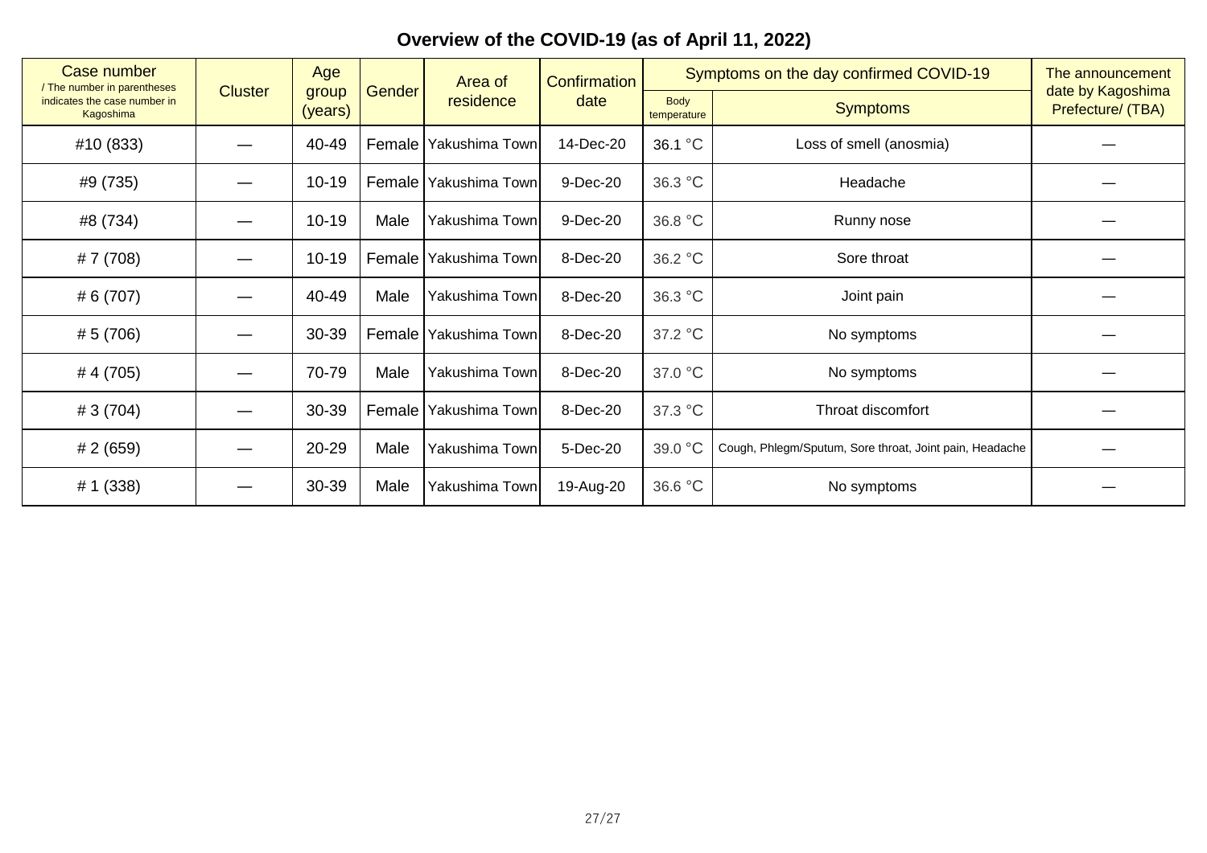## Overview of the COVID-19 (as of April 11, 2022)

| Case number / The number in parentheses indicates the case number in Kagoshima | Cluster | Age group (years) | Gender | Area of residence | Confirmation date | Symptoms on the day confirmed COVID-19 | | The announcement date by Kagoshima Prefecture/ (TBA) |
|---|---|---|---|---|---|---|---|---|
| | | | | | | Body temperature | Symptoms | |
| #10 (833) | — | 40-49 | Female | Yakushima Town | 14-Dec-20 | 36.1 °C | Loss of smell (anosmia) | — |
| #9 (735) | — | 10-19 | Female | Yakushima Town | 9-Dec-20 | 36.3 °C | Headache | — |
| #8 (734) | — | 10-19 | Male | Yakushima Town | 9-Dec-20 | 36.8 °C | Runny nose | — |
| # 7 (708) | — | 10-19 | Female | Yakushima Town | 8-Dec-20 | 36.2 °C | Sore throat | — |
| # 6 (707) | — | 40-49 | Male | Yakushima Town | 8-Dec-20 | 36.3 °C | Joint pain | — |
| # 5 (706) | — | 30-39 | Female | Yakushima Town | 8-Dec-20 | 37.2 °C | No symptoms | — |
| # 4 (705) | — | 70-79 | Male | Yakushima Town | 8-Dec-20 | 37.0 °C | No symptoms | — |
| # 3 (704) | — | 30-39 | Female | Yakushima Town | 8-Dec-20 | 37.3 °C | Throat discomfort | — |
| # 2 (659) | — | 20-29 | Male | Yakushima Town | 5-Dec-20 | 39.0 °C | Cough, Phlegm/Sputum, Sore throat, Joint pain, Headache | — |
| # 1 (338) | — | 30-39 | Male | Yakushima Town | 19-Aug-20 | 36.6 °C | No symptoms | — |